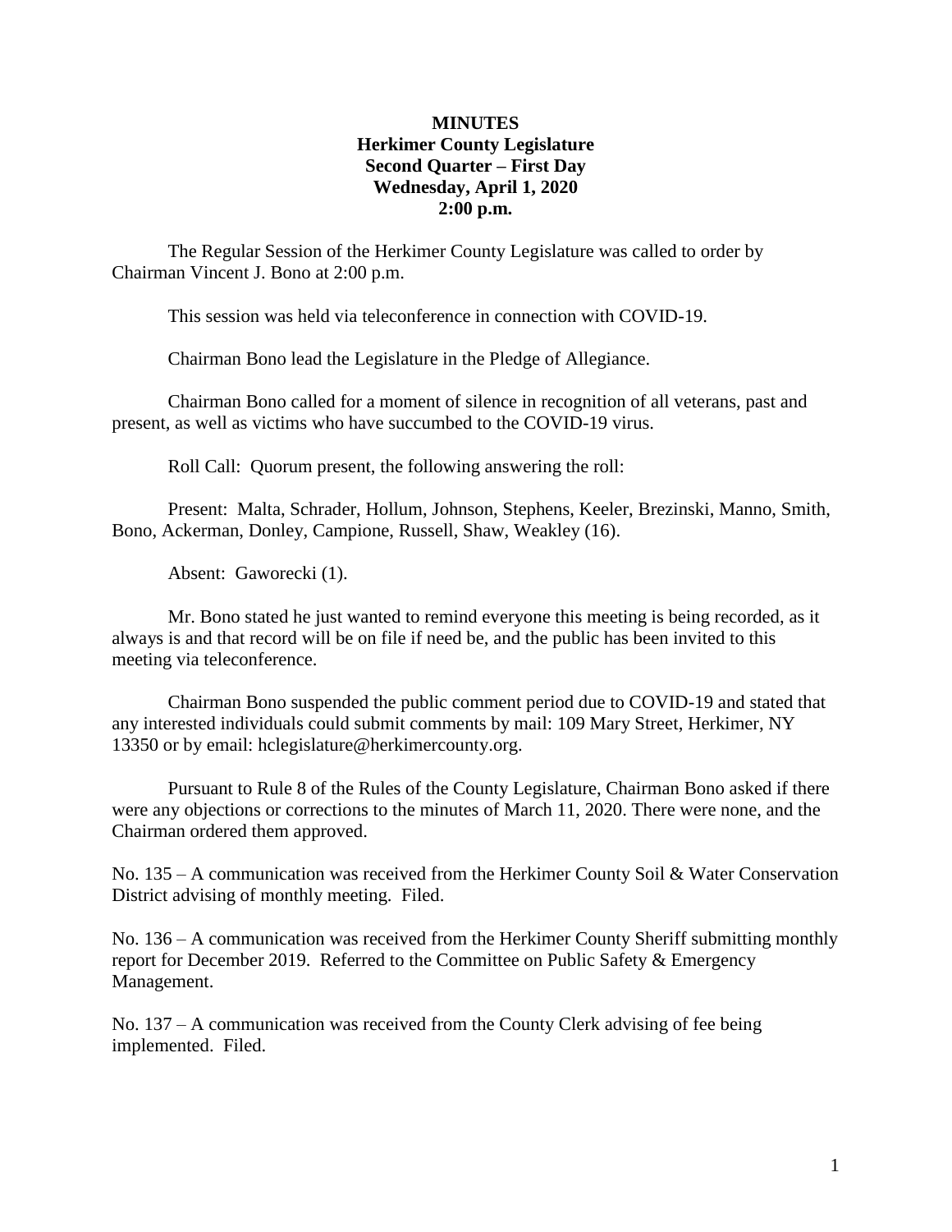**MINUTES**
**Herkimer County Legislature**
**Second Quarter – First Day**
**Wednesday, April 1, 2020**
**2:00 p.m.**

The Regular Session of the Herkimer County Legislature was called to order by Chairman Vincent J. Bono at 2:00 p.m.

This session was held via teleconference in connection with COVID-19.

Chairman Bono lead the Legislature in the Pledge of Allegiance.

Chairman Bono called for a moment of silence in recognition of all veterans, past and present, as well as victims who have succumbed to the COVID-19 virus.

Roll Call: Quorum present, the following answering the roll:

Present: Malta, Schrader, Hollum, Johnson, Stephens, Keeler, Brezinski, Manno, Smith, Bono, Ackerman, Donley, Campione, Russell, Shaw, Weakley (16).

Absent: Gaworecki (1).

Mr. Bono stated he just wanted to remind everyone this meeting is being recorded, as it always is and that record will be on file if need be, and the public has been invited to this meeting via teleconference.

Chairman Bono suspended the public comment period due to COVID-19 and stated that any interested individuals could submit comments by mail: 109 Mary Street, Herkimer, NY 13350 or by email: hclegislature@herkimercounty.org.

Pursuant to Rule 8 of the Rules of the County Legislature, Chairman Bono asked if there were any objections or corrections to the minutes of March 11, 2020. There were none, and the Chairman ordered them approved.

No. 135 – A communication was received from the Herkimer County Soil & Water Conservation District advising of monthly meeting. Filed.

No. 136 – A communication was received from the Herkimer County Sheriff submitting monthly report for December 2019. Referred to the Committee on Public Safety & Emergency Management.

No. 137 – A communication was received from the County Clerk advising of fee being implemented. Filed.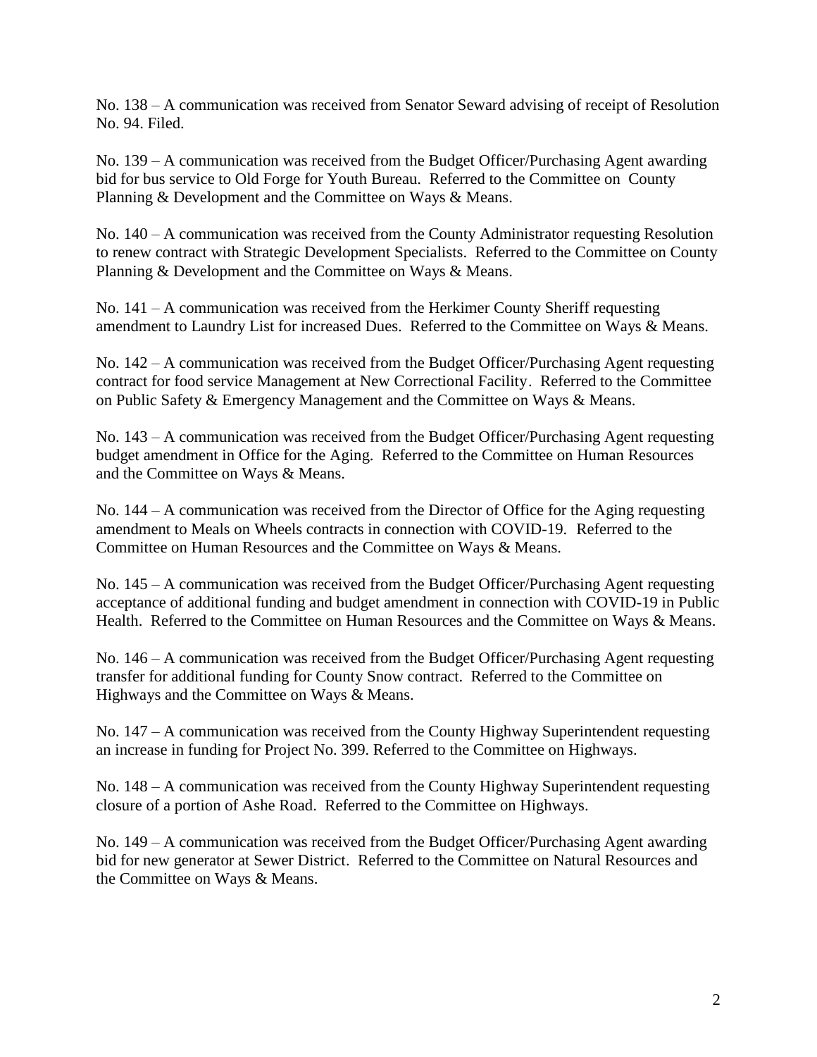No. 138 – A communication was received from Senator Seward advising of receipt of Resolution No. 94. Filed.

No. 139 – A communication was received from the Budget Officer/Purchasing Agent awarding bid for bus service to Old Forge for Youth Bureau. Referred to the Committee on County Planning & Development and the Committee on Ways & Means.

No. 140 – A communication was received from the County Administrator requesting Resolution to renew contract with Strategic Development Specialists. Referred to the Committee on County Planning & Development and the Committee on Ways & Means.

No. 141 – A communication was received from the Herkimer County Sheriff requesting amendment to Laundry List for increased Dues. Referred to the Committee on Ways & Means.

No. 142 – A communication was received from the Budget Officer/Purchasing Agent requesting contract for food service Management at New Correctional Facility. Referred to the Committee on Public Safety & Emergency Management and the Committee on Ways & Means.

No. 143 – A communication was received from the Budget Officer/Purchasing Agent requesting budget amendment in Office for the Aging. Referred to the Committee on Human Resources and the Committee on Ways & Means.

No. 144 – A communication was received from the Director of Office for the Aging requesting amendment to Meals on Wheels contracts in connection with COVID-19. Referred to the Committee on Human Resources and the Committee on Ways & Means.

No. 145 – A communication was received from the Budget Officer/Purchasing Agent requesting acceptance of additional funding and budget amendment in connection with COVID-19 in Public Health. Referred to the Committee on Human Resources and the Committee on Ways & Means.

No. 146 – A communication was received from the Budget Officer/Purchasing Agent requesting transfer for additional funding for County Snow contract. Referred to the Committee on Highways and the Committee on Ways & Means.

No. 147 – A communication was received from the County Highway Superintendent requesting an increase in funding for Project No. 399. Referred to the Committee on Highways.

No. 148 – A communication was received from the County Highway Superintendent requesting closure of a portion of Ashe Road. Referred to the Committee on Highways.

No. 149 – A communication was received from the Budget Officer/Purchasing Agent awarding bid for new generator at Sewer District. Referred to the Committee on Natural Resources and the Committee on Ways & Means.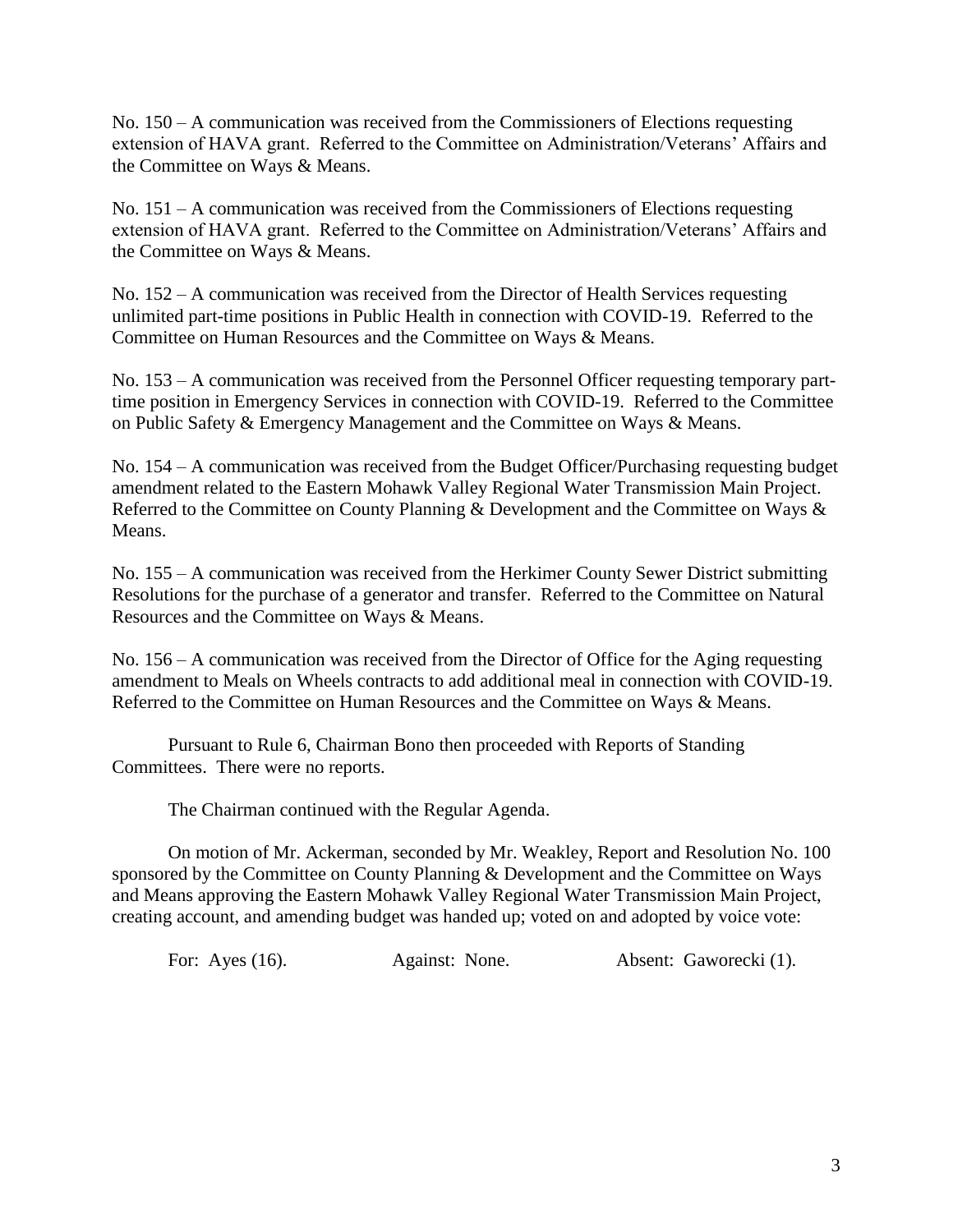No. 150 – A communication was received from the Commissioners of Elections requesting extension of HAVA grant. Referred to the Committee on Administration/Veterans' Affairs and the Committee on Ways & Means.

No. 151 – A communication was received from the Commissioners of Elections requesting extension of HAVA grant. Referred to the Committee on Administration/Veterans' Affairs and the Committee on Ways & Means.

No. 152 – A communication was received from the Director of Health Services requesting unlimited part-time positions in Public Health in connection with COVID-19. Referred to the Committee on Human Resources and the Committee on Ways & Means.

No. 153 – A communication was received from the Personnel Officer requesting temporary part-time position in Emergency Services in connection with COVID-19. Referred to the Committee on Public Safety & Emergency Management and the Committee on Ways & Means.

No. 154 – A communication was received from the Budget Officer/Purchasing requesting budget amendment related to the Eastern Mohawk Valley Regional Water Transmission Main Project. Referred to the Committee on County Planning & Development and the Committee on Ways & Means.

No. 155 – A communication was received from the Herkimer County Sewer District submitting Resolutions for the purchase of a generator and transfer. Referred to the Committee on Natural Resources and the Committee on Ways & Means.

No. 156 – A communication was received from the Director of Office for the Aging requesting amendment to Meals on Wheels contracts to add additional meal in connection with COVID-19. Referred to the Committee on Human Resources and the Committee on Ways & Means.

Pursuant to Rule 6, Chairman Bono then proceeded with Reports of Standing Committees. There were no reports.

The Chairman continued with the Regular Agenda.

On motion of Mr. Ackerman, seconded by Mr. Weakley, Report and Resolution No. 100 sponsored by the Committee on County Planning & Development and the Committee on Ways and Means approving the Eastern Mohawk Valley Regional Water Transmission Main Project, creating account, and amending budget was handed up; voted on and adopted by voice vote:

For: Ayes (16). Against: None. Absent: Gaworecki (1).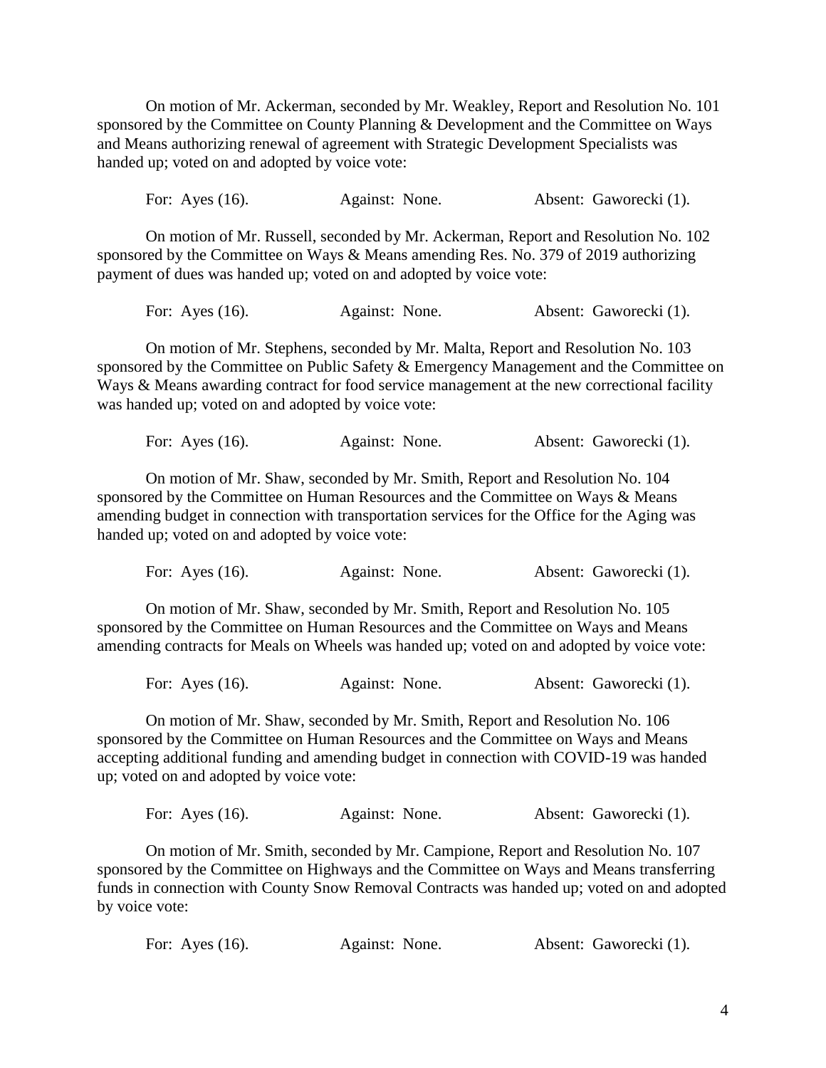On motion of Mr. Ackerman, seconded by Mr. Weakley, Report and Resolution No. 101 sponsored by the Committee on County Planning & Development and the Committee on Ways and Means authorizing renewal of agreement with Strategic Development Specialists was handed up; voted on and adopted by voice vote:

For: Ayes (16). Against: None. Absent: Gaworecki (1).

On motion of Mr. Russell, seconded by Mr. Ackerman, Report and Resolution No. 102 sponsored by the Committee on Ways & Means amending Res. No. 379 of 2019 authorizing payment of dues was handed up; voted on and adopted by voice vote:

For: Ayes (16). Against: None. Absent: Gaworecki (1).

On motion of Mr. Stephens, seconded by Mr. Malta, Report and Resolution No. 103 sponsored by the Committee on Public Safety & Emergency Management and the Committee on Ways & Means awarding contract for food service management at the new correctional facility was handed up; voted on and adopted by voice vote:

For: Ayes (16). Against: None. Absent: Gaworecki (1).

On motion of Mr. Shaw, seconded by Mr. Smith, Report and Resolution No. 104 sponsored by the Committee on Human Resources and the Committee on Ways & Means amending budget in connection with transportation services for the Office for the Aging was handed up; voted on and adopted by voice vote:

For: Ayes (16). Against: None. Absent: Gaworecki (1).

On motion of Mr. Shaw, seconded by Mr. Smith, Report and Resolution No. 105 sponsored by the Committee on Human Resources and the Committee on Ways and Means amending contracts for Meals on Wheels was handed up; voted on and adopted by voice vote:

For: Ayes (16). Against: None. Absent: Gaworecki (1).

On motion of Mr. Shaw, seconded by Mr. Smith, Report and Resolution No. 106 sponsored by the Committee on Human Resources and the Committee on Ways and Means accepting additional funding and amending budget in connection with COVID-19 was handed up; voted on and adopted by voice vote:

For: Ayes (16). Against: None. Absent: Gaworecki (1).

On motion of Mr. Smith, seconded by Mr. Campione, Report and Resolution No. 107 sponsored by the Committee on Highways and the Committee on Ways and Means transferring funds in connection with County Snow Removal Contracts was handed up; voted on and adopted by voice vote:

For: Ayes (16). Against: None. Absent: Gaworecki (1).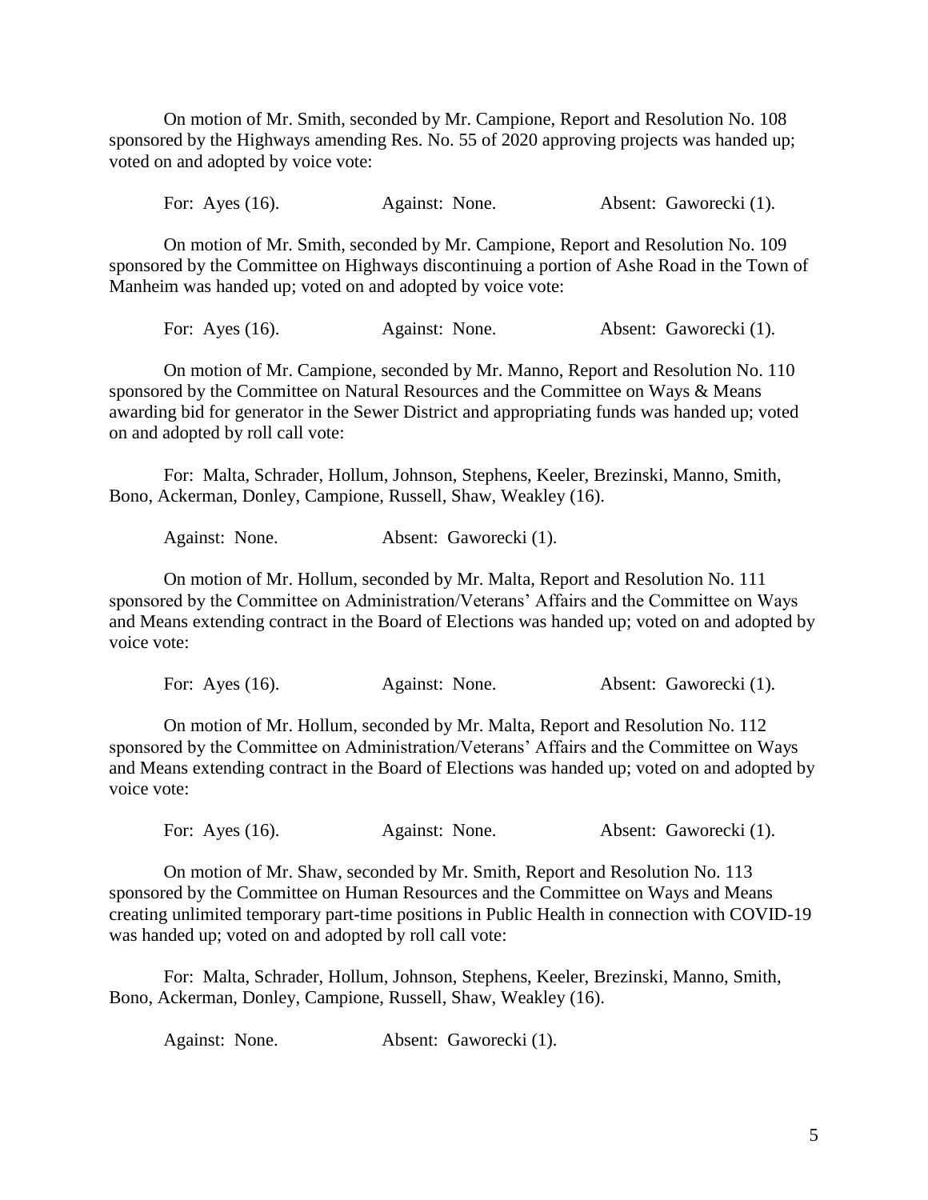On motion of Mr. Smith, seconded by Mr. Campione, Report and Resolution No. 108 sponsored by the Highways amending Res. No. 55 of 2020 approving projects was handed up; voted on and adopted by voice vote:

For: Ayes (16). Against: None. Absent: Gaworecki (1).

On motion of Mr. Smith, seconded by Mr. Campione, Report and Resolution No. 109 sponsored by the Committee on Highways discontinuing a portion of Ashe Road in the Town of Manheim was handed up; voted on and adopted by voice vote:

For: Ayes (16). Against: None. Absent: Gaworecki (1).

On motion of Mr. Campione, seconded by Mr. Manno, Report and Resolution No. 110 sponsored by the Committee on Natural Resources and the Committee on Ways & Means awarding bid for generator in the Sewer District and appropriating funds was handed up; voted on and adopted by roll call vote:

For: Malta, Schrader, Hollum, Johnson, Stephens, Keeler, Brezinski, Manno, Smith, Bono, Ackerman, Donley, Campione, Russell, Shaw, Weakley (16).

Against: None. Absent: Gaworecki (1).

On motion of Mr. Hollum, seconded by Mr. Malta, Report and Resolution No. 111 sponsored by the Committee on Administration/Veterans' Affairs and the Committee on Ways and Means extending contract in the Board of Elections was handed up; voted on and adopted by voice vote:

For: Ayes (16). Against: None. Absent: Gaworecki (1).

On motion of Mr. Hollum, seconded by Mr. Malta, Report and Resolution No. 112 sponsored by the Committee on Administration/Veterans' Affairs and the Committee on Ways and Means extending contract in the Board of Elections was handed up; voted on and adopted by voice vote:

For: Ayes (16). Against: None. Absent: Gaworecki (1).

On motion of Mr. Shaw, seconded by Mr. Smith, Report and Resolution No. 113 sponsored by the Committee on Human Resources and the Committee on Ways and Means creating unlimited temporary part-time positions in Public Health in connection with COVID-19 was handed up; voted on and adopted by roll call vote:

For: Malta, Schrader, Hollum, Johnson, Stephens, Keeler, Brezinski, Manno, Smith, Bono, Ackerman, Donley, Campione, Russell, Shaw, Weakley (16).

Against: None. Absent: Gaworecki (1).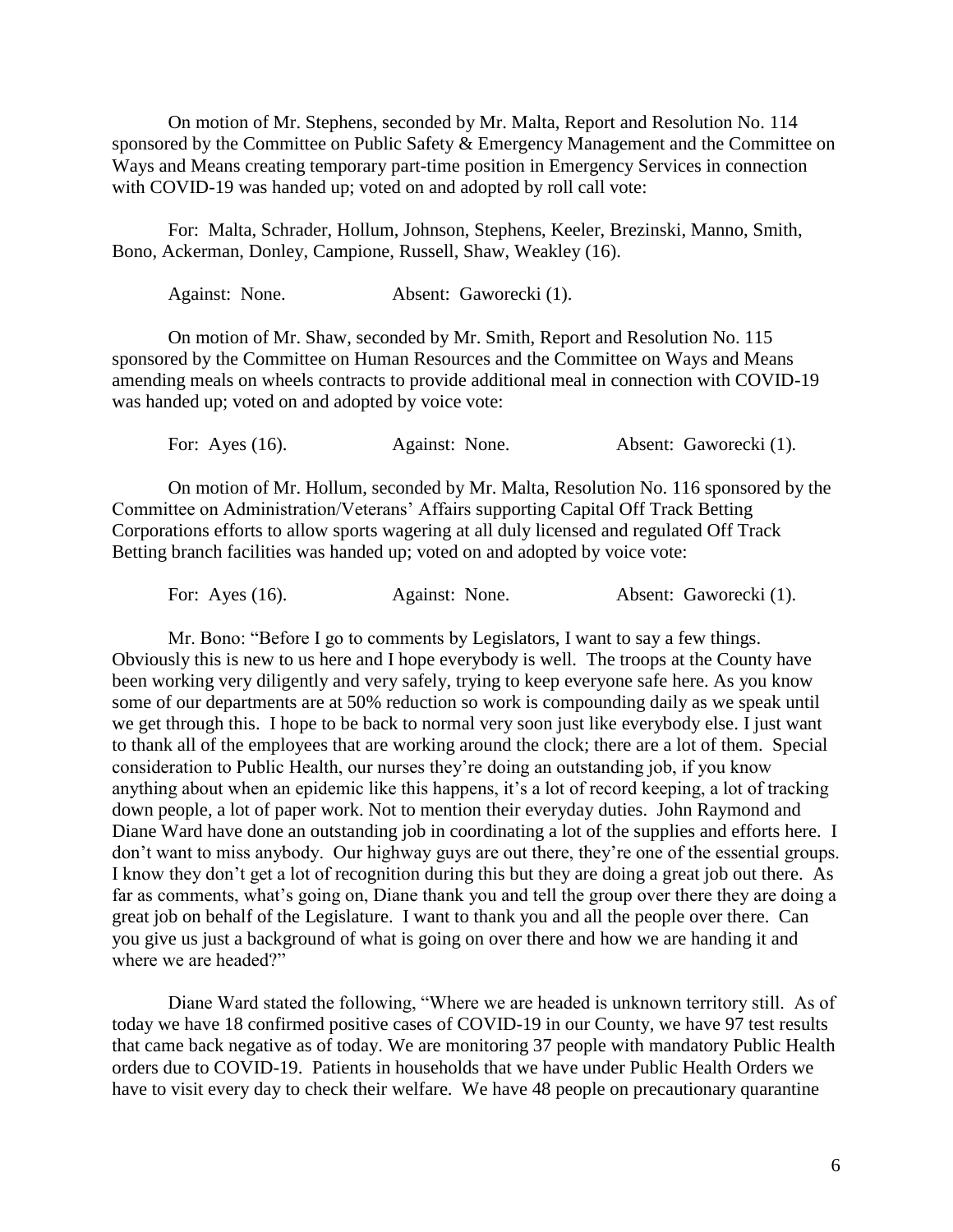On motion of Mr. Stephens, seconded by Mr. Malta, Report and Resolution No. 114 sponsored by the Committee on Public Safety & Emergency Management and the Committee on Ways and Means creating temporary part-time position in Emergency Services in connection with COVID-19 was handed up; voted on and adopted by roll call vote:

For: Malta, Schrader, Hollum, Johnson, Stephens, Keeler, Brezinski, Manno, Smith, Bono, Ackerman, Donley, Campione, Russell, Shaw, Weakley (16).

Against: None. Absent: Gaworecki (1).

On motion of Mr. Shaw, seconded by Mr. Smith, Report and Resolution No. 115 sponsored by the Committee on Human Resources and the Committee on Ways and Means amending meals on wheels contracts to provide additional meal in connection with COVID-19 was handed up; voted on and adopted by voice vote:

For: Ayes (16). Against: None. Absent: Gaworecki (1).

On motion of Mr. Hollum, seconded by Mr. Malta, Resolution No. 116 sponsored by the Committee on Administration/Veterans' Affairs supporting Capital Off Track Betting Corporations efforts to allow sports wagering at all duly licensed and regulated Off Track Betting branch facilities was handed up; voted on and adopted by voice vote:

For: Ayes (16). Against: None. Absent: Gaworecki (1).

Mr. Bono: "Before I go to comments by Legislators, I want to say a few things. Obviously this is new to us here and I hope everybody is well. The troops at the County have been working very diligently and very safely, trying to keep everyone safe here. As you know some of our departments are at 50% reduction so work is compounding daily as we speak until we get through this. I hope to be back to normal very soon just like everybody else. I just want to thank all of the employees that are working around the clock; there are a lot of them. Special consideration to Public Health, our nurses they're doing an outstanding job, if you know anything about when an epidemic like this happens, it's a lot of record keeping, a lot of tracking down people, a lot of paper work. Not to mention their everyday duties. John Raymond and Diane Ward have done an outstanding job in coordinating a lot of the supplies and efforts here. I don't want to miss anybody. Our highway guys are out there, they're one of the essential groups. I know they don't get a lot of recognition during this but they are doing a great job out there. As far as comments, what's going on, Diane thank you and tell the group over there they are doing a great job on behalf of the Legislature. I want to thank you and all the people over there. Can you give us just a background of what is going on over there and how we are handing it and where we are headed?"

Diane Ward stated the following, "Where we are headed is unknown territory still. As of today we have 18 confirmed positive cases of COVID-19 in our County, we have 97 test results that came back negative as of today. We are monitoring 37 people with mandatory Public Health orders due to COVID-19. Patients in households that we have under Public Health Orders we have to visit every day to check their welfare. We have 48 people on precautionary quarantine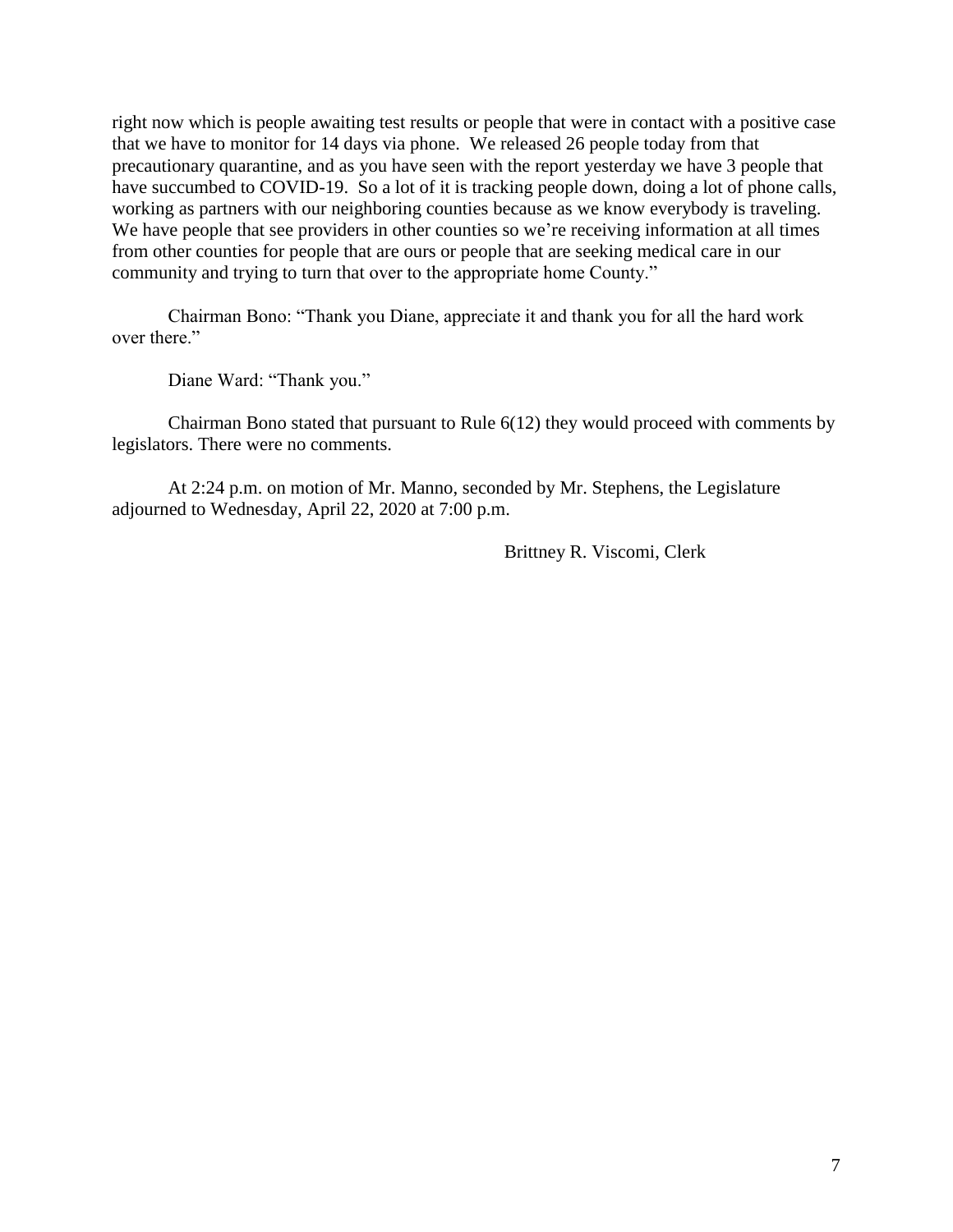right now which is people awaiting test results or people that were in contact with a positive case that we have to monitor for 14 days via phone. We released 26 people today from that precautionary quarantine, and as you have seen with the report yesterday we have 3 people that have succumbed to COVID-19. So a lot of it is tracking people down, doing a lot of phone calls, working as partners with our neighboring counties because as we know everybody is traveling. We have people that see providers in other counties so we're receiving information at all times from other counties for people that are ours or people that are seeking medical care in our community and trying to turn that over to the appropriate home County."

Chairman Bono: "Thank you Diane, appreciate it and thank you for all the hard work over there."

Diane Ward: "Thank you."

Chairman Bono stated that pursuant to Rule 6(12) they would proceed with comments by legislators. There were no comments.

At 2:24 p.m. on motion of Mr. Manno, seconded by Mr. Stephens, the Legislature adjourned to Wednesday, April 22, 2020 at 7:00 p.m.

Brittney R. Viscomi, Clerk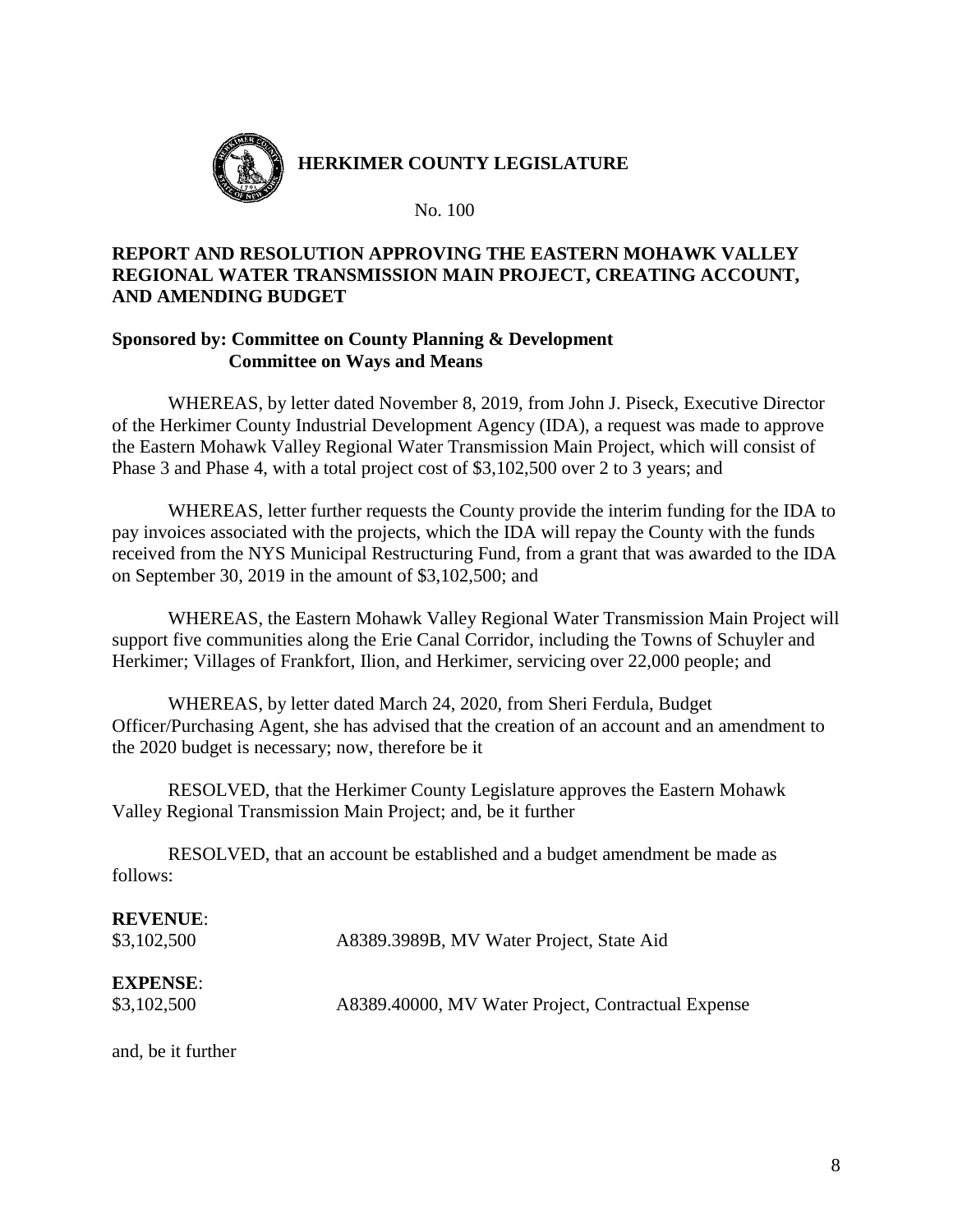**HERKIMER COUNTY LEGISLATURE**

No. 100

**REPORT AND RESOLUTION APPROVING THE EASTERN MOHAWK VALLEY REGIONAL WATER TRANSMISSION MAIN PROJECT, CREATING ACCOUNT, AND AMENDING BUDGET**

**Sponsored by: Committee on County Planning & Development**
**Committee on Ways and Means**

WHEREAS, by letter dated November 8, 2019, from John J. Piseck, Executive Director of the Herkimer County Industrial Development Agency (IDA), a request was made to approve the Eastern Mohawk Valley Regional Water Transmission Main Project, which will consist of Phase 3 and Phase 4, with a total project cost of $3,102,500 over 2 to 3 years; and

WHEREAS, letter further requests the County provide the interim funding for the IDA to pay invoices associated with the projects, which the IDA will repay the County with the funds received from the NYS Municipal Restructuring Fund, from a grant that was awarded to the IDA on September 30, 2019 in the amount of $3,102,500; and

WHEREAS, the Eastern Mohawk Valley Regional Water Transmission Main Project will support five communities along the Erie Canal Corridor, including the Towns of Schuyler and Herkimer; Villages of Frankfort, Ilion, and Herkimer, servicing over 22,000 people; and

WHEREAS, by letter dated March 24, 2020, from Sheri Ferdula, Budget Officer/Purchasing Agent, she has advised that the creation of an account and an amendment to the 2020 budget is necessary; now, therefore be it

RESOLVED, that the Herkimer County Legislature approves the Eastern Mohawk Valley Regional Transmission Main Project; and, be it further

RESOLVED, that an account be established and a budget amendment be made as follows:

**REVENUE**:

| | |
|---|---|
| $3,102,500 | A8389.3989B, MV Water Project, State Aid |

**EXPENSE**:

| | |
|---|---|
| $3,102,500 | A8389.40000, MV Water Project, Contractual Expense |

and, be it further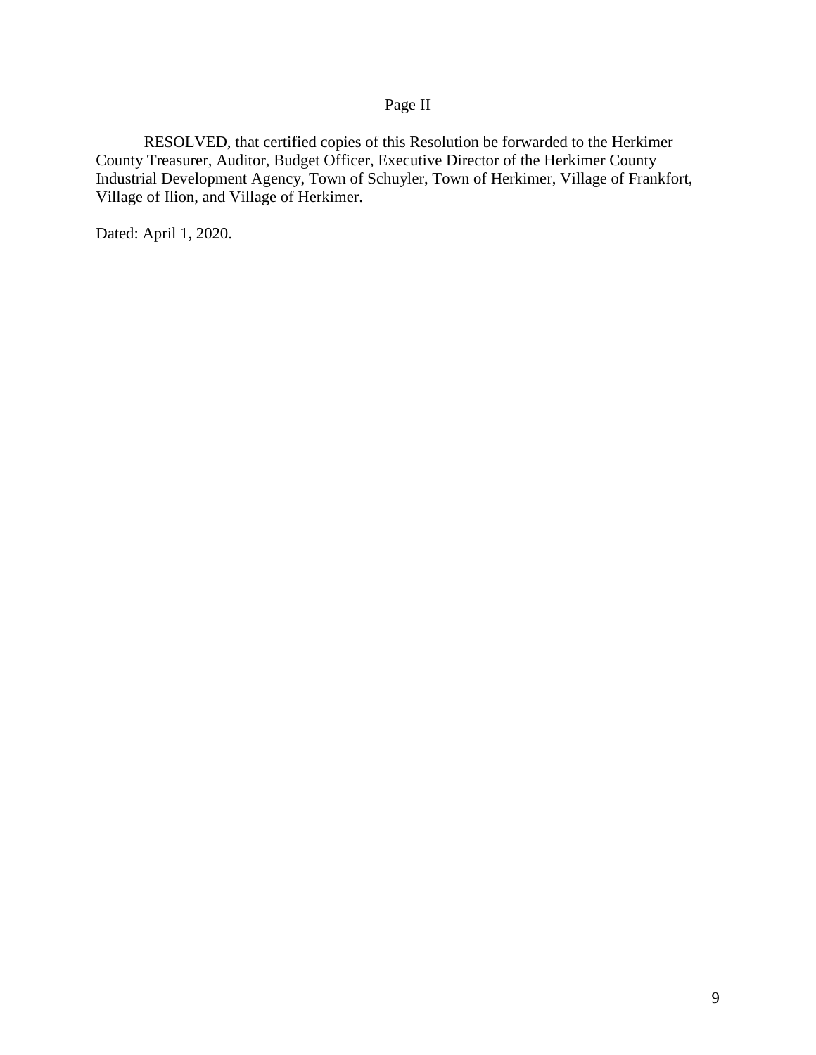Page II

RESOLVED, that certified copies of this Resolution be forwarded to the Herkimer County Treasurer, Auditor, Budget Officer, Executive Director of the Herkimer County Industrial Development Agency, Town of Schuyler, Town of Herkimer, Village of Frankfort, Village of Ilion, and Village of Herkimer.

Dated: April 1, 2020.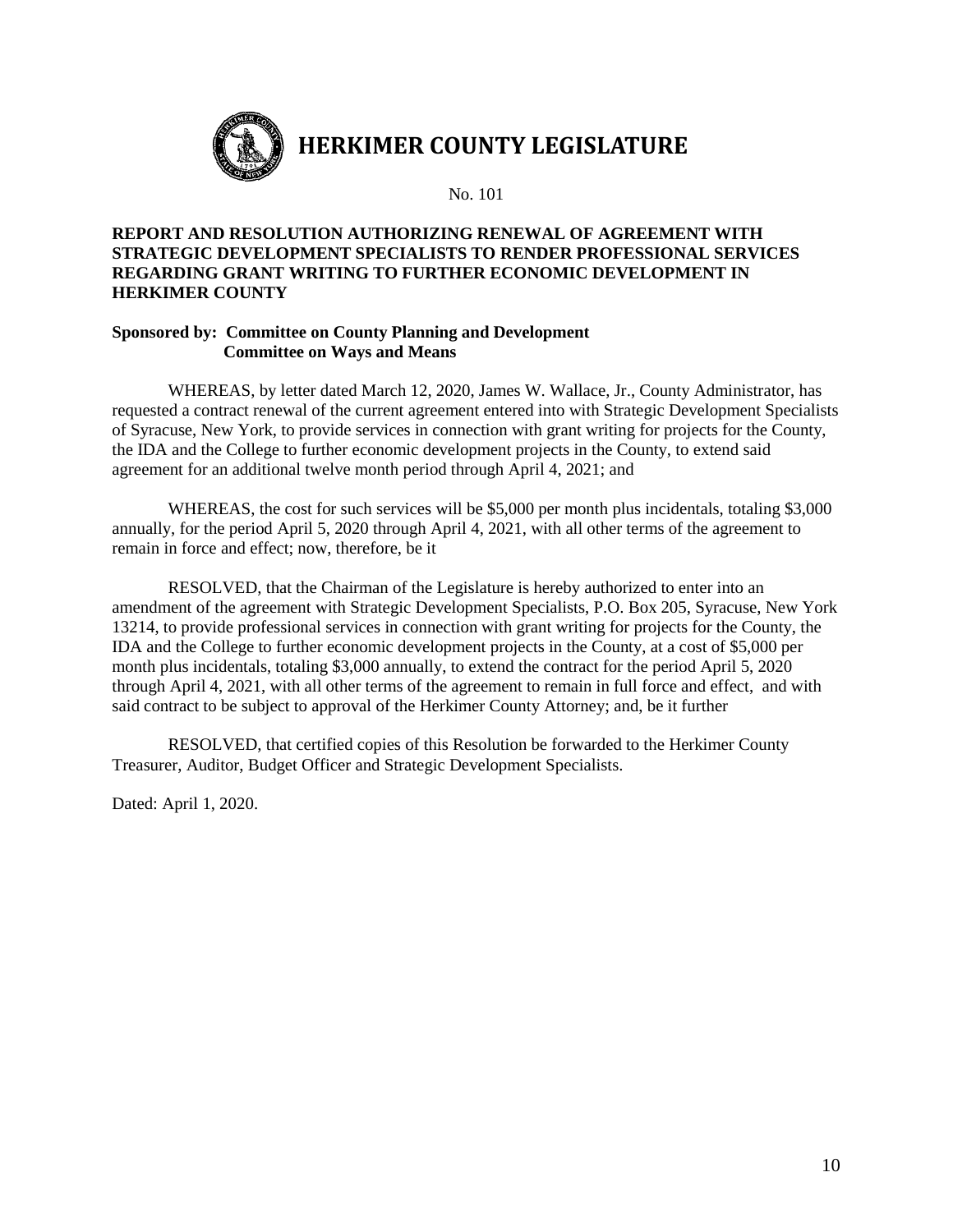# HERKIMER COUNTY LEGISLATURE

No. 101

**REPORT AND RESOLUTION AUTHORIZING RENEWAL OF AGREEMENT WITH STRATEGIC DEVELOPMENT SPECIALISTS TO RENDER PROFESSIONAL SERVICES REGARDING GRANT WRITING TO FURTHER ECONOMIC DEVELOPMENT IN HERKIMER COUNTY**

**Sponsored by: Committee on County Planning and Development**
**Committee on Ways and Means**

WHEREAS, by letter dated March 12, 2020, James W. Wallace, Jr., County Administrator, has requested a contract renewal of the current agreement entered into with Strategic Development Specialists of Syracuse, New York, to provide services in connection with grant writing for projects for the County, the IDA and the College to further economic development projects in the County, to extend said agreement for an additional twelve month period through April 4, 2021; and

WHEREAS, the cost for such services will be $5,000 per month plus incidentals, totaling $3,000 annually, for the period April 5, 2020 through April 4, 2021, with all other terms of the agreement to remain in force and effect; now, therefore, be it

RESOLVED, that the Chairman of the Legislature is hereby authorized to enter into an amendment of the agreement with Strategic Development Specialists, P.O. Box 205, Syracuse, New York 13214, to provide professional services in connection with grant writing for projects for the County, the IDA and the College to further economic development projects in the County, at a cost of $5,000 per month plus incidentals, totaling $3,000 annually, to extend the contract for the period April 5, 2020 through April 4, 2021, with all other terms of the agreement to remain in full force and effect, and with said contract to be subject to approval of the Herkimer County Attorney; and, be it further

RESOLVED, that certified copies of this Resolution be forwarded to the Herkimer County Treasurer, Auditor, Budget Officer and Strategic Development Specialists.

Dated: April 1, 2020.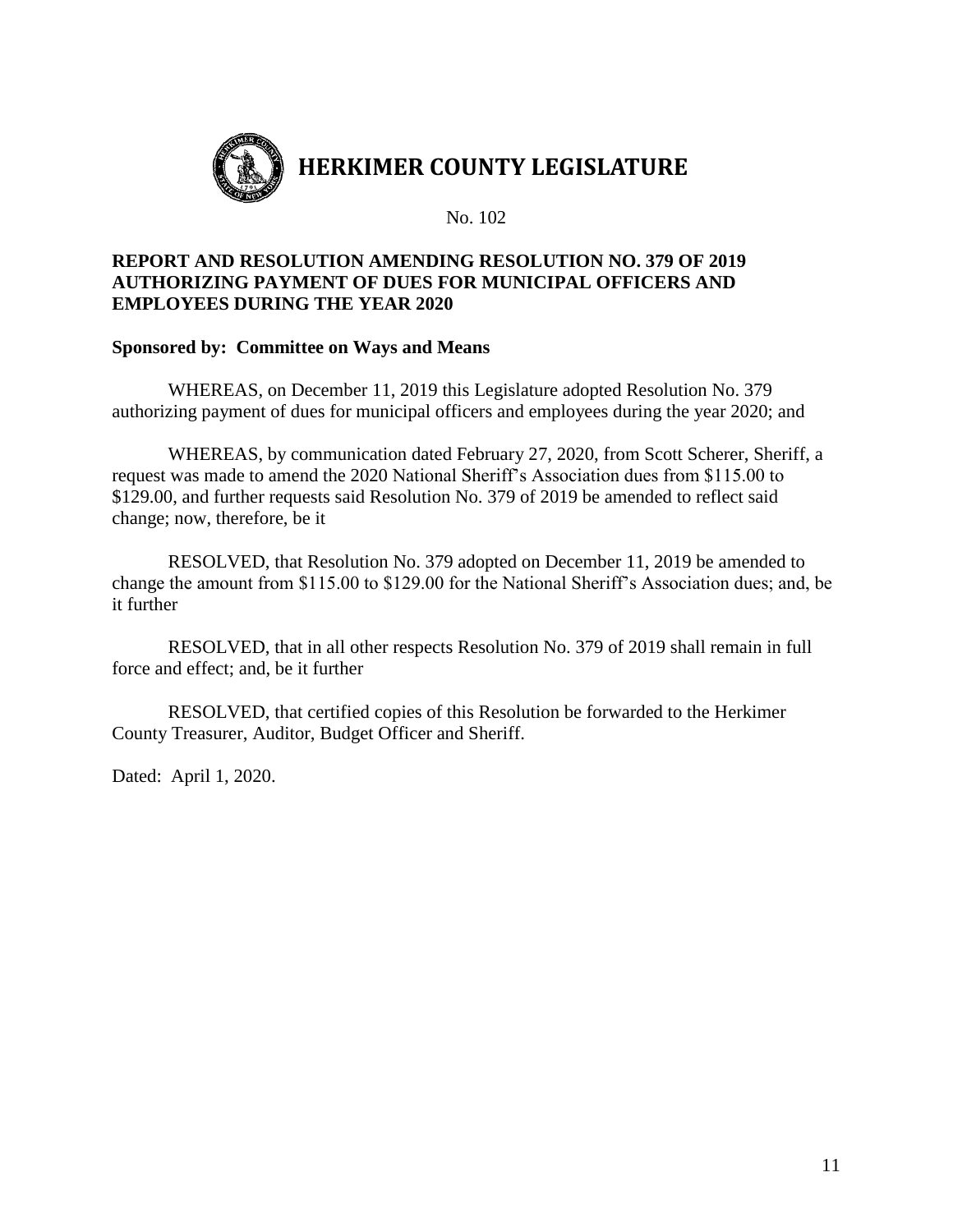# HERKIMER COUNTY LEGISLATURE

No. 102

**REPORT AND RESOLUTION AMENDING RESOLUTION NO. 379 OF 2019 AUTHORIZING PAYMENT OF DUES FOR MUNICIPAL OFFICERS AND EMPLOYEES DURING THE YEAR 2020**

**Sponsored by: Committee on Ways and Means**

WHEREAS, on December 11, 2019 this Legislature adopted Resolution No. 379 authorizing payment of dues for municipal officers and employees during the year 2020; and

WHEREAS, by communication dated February 27, 2020, from Scott Scherer, Sheriff, a request was made to amend the 2020 National Sheriff's Association dues from $115.00 to $129.00, and further requests said Resolution No. 379 of 2019 be amended to reflect said change; now, therefore, be it

RESOLVED, that Resolution No. 379 adopted on December 11, 2019 be amended to change the amount from $115.00 to $129.00 for the National Sheriff's Association dues; and, be it further

RESOLVED, that in all other respects Resolution No. 379 of 2019 shall remain in full force and effect; and, be it further

RESOLVED, that certified copies of this Resolution be forwarded to the Herkimer County Treasurer, Auditor, Budget Officer and Sheriff.

Dated: April 1, 2020.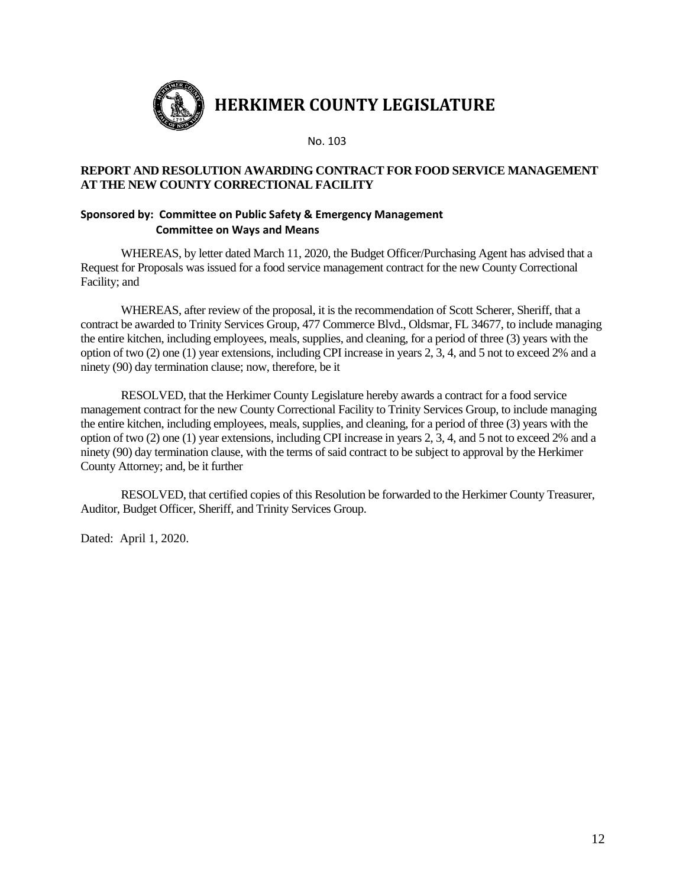# HERKIMER COUNTY LEGISLATURE

No. 103

**REPORT AND RESOLUTION AWARDING CONTRACT FOR FOOD SERVICE MANAGEMENT AT THE NEW COUNTY CORRECTIONAL FACILITY**

**Sponsored by: Committee on Public Safety & Emergency Management**
**Committee on Ways and Means**

WHEREAS, by letter dated March 11, 2020, the Budget Officer/Purchasing Agent has advised that a Request for Proposals was issued for a food service management contract for the new County Correctional Facility; and

WHEREAS, after review of the proposal, it is the recommendation of Scott Scherer, Sheriff, that a contract be awarded to Trinity Services Group, 477 Commerce Blvd., Oldsmar, FL 34677, to include managing the entire kitchen, including employees, meals, supplies, and cleaning, for a period of three (3) years with the option of two (2) one (1) year extensions, including CPI increase in years 2, 3, 4, and 5 not to exceed 2% and a ninety (90) day termination clause; now, therefore, be it

RESOLVED, that the Herkimer County Legislature hereby awards a contract for a food service management contract for the new County Correctional Facility to Trinity Services Group, to include managing the entire kitchen, including employees, meals, supplies, and cleaning, for a period of three (3) years with the option of two (2) one (1) year extensions, including CPI increase in years 2, 3, 4, and 5 not to exceed 2% and a ninety (90) day termination clause, with the terms of said contract to be subject to approval by the Herkimer County Attorney; and, be it further

RESOLVED, that certified copies of this Resolution be forwarded to the Herkimer County Treasurer, Auditor, Budget Officer, Sheriff, and Trinity Services Group.

Dated: April 1, 2020.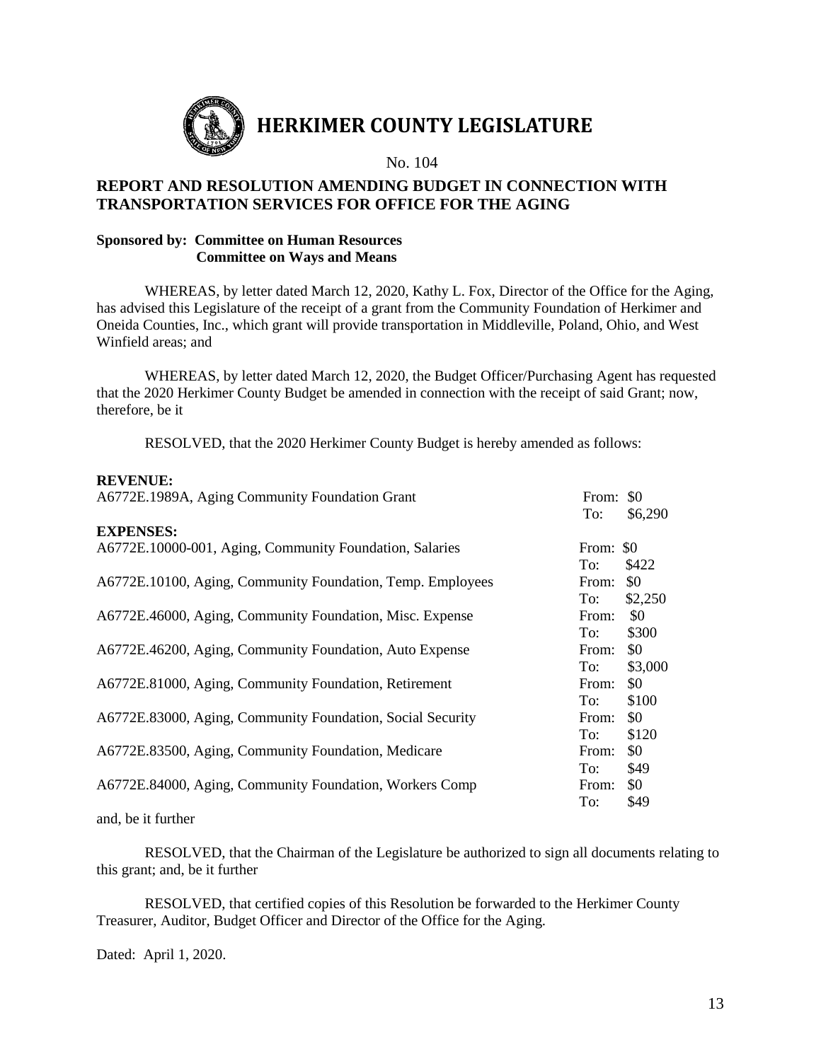# HERKIMER COUNTY LEGISLATURE

No. 104

## REPORT AND RESOLUTION AMENDING BUDGET IN CONNECTION WITH TRANSPORTATION SERVICES FOR OFFICE FOR THE AGING

**Sponsored by: Committee on Human Resources**
**Committee on Ways and Means**

WHEREAS, by letter dated March 12, 2020, Kathy L. Fox, Director of the Office for the Aging, has advised this Legislature of the receipt of a grant from the Community Foundation of Herkimer and Oneida Counties, Inc., which grant will provide transportation in Middleville, Poland, Ohio, and West Winfield areas; and

WHEREAS, by letter dated March 12, 2020, the Budget Officer/Purchasing Agent has requested that the 2020 Herkimer County Budget be amended in connection with the receipt of said Grant; now, therefore, be it

RESOLVED, that the 2020 Herkimer County Budget is hereby amended as follows:

**REVENUE:**

| | |
|---|---|
| A6772E.1989A, Aging Community Foundation Grant | From: $0<br>To: $6,290 |

**EXPENSES:**

| | |
|---|---|
| A6772E.10000-001, Aging, Community Foundation, Salaries | From: $0<br>To: $422 |
| A6772E.10100, Aging, Community Foundation, Temp. Employees | From: $0<br>To: $2,250 |
| A6772E.46000, Aging, Community Foundation, Misc. Expense | From: $0<br>To: $300 |
| A6772E.46200, Aging, Community Foundation, Auto Expense | From: $0<br>To: $3,000 |
| A6772E.81000, Aging, Community Foundation, Retirement | From: $0<br>To: $100 |
| A6772E.83000, Aging, Community Foundation, Social Security | From: $0<br>To: $120 |
| A6772E.83500, Aging, Community Foundation, Medicare | From: $0<br>To: $49 |
| A6772E.84000, Aging, Community Foundation, Workers Comp | From: $0<br>To: $49 |

and, be it further

RESOLVED, that the Chairman of the Legislature be authorized to sign all documents relating to this grant; and, be it further

RESOLVED, that certified copies of this Resolution be forwarded to the Herkimer County Treasurer, Auditor, Budget Officer and Director of the Office for the Aging.

Dated: April 1, 2020.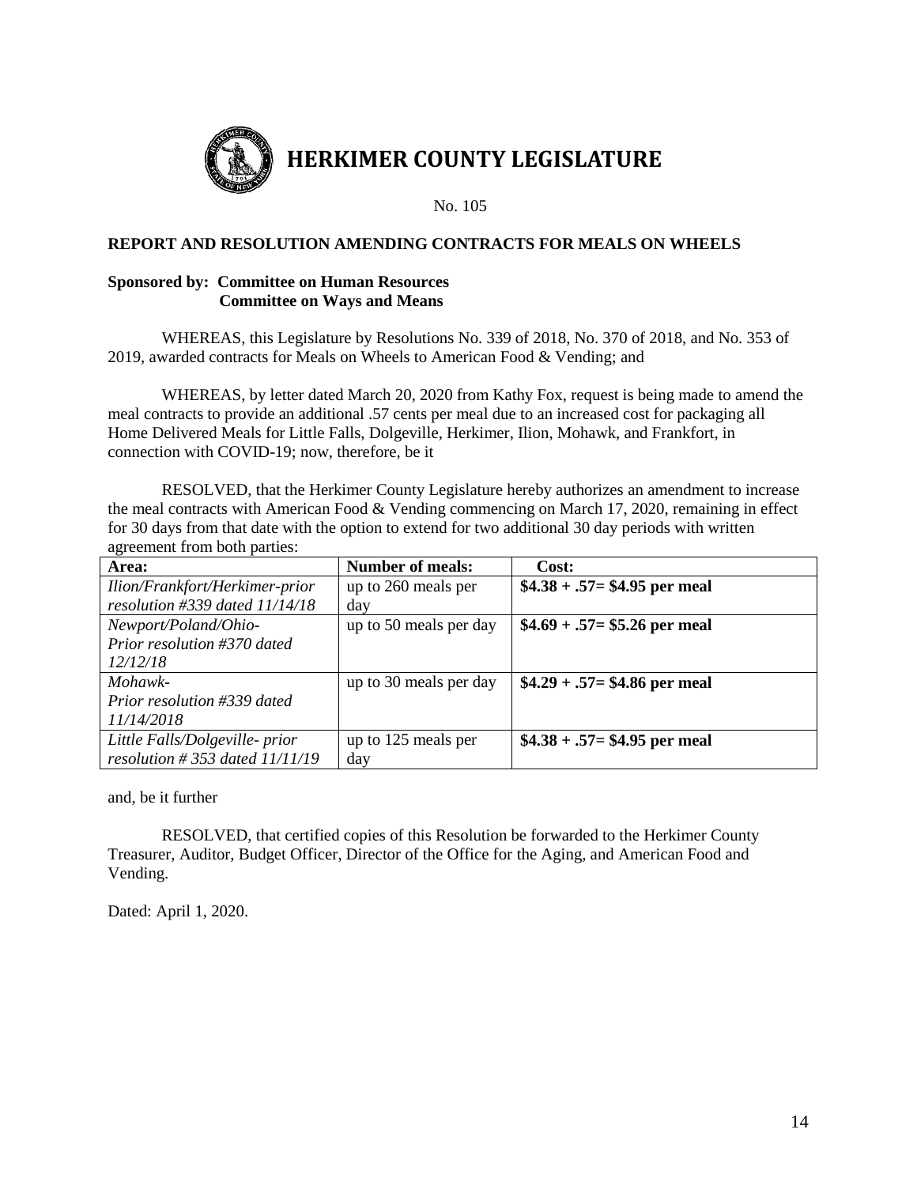# HERKIMER COUNTY LEGISLATURE

No. 105

**REPORT AND RESOLUTION AMENDING CONTRACTS FOR MEALS ON WHEELS**

**Sponsored by: Committee on Human Resources**
**Committee on Ways and Means**

WHEREAS, this Legislature by Resolutions No. 339 of 2018, No. 370 of 2018, and No. 353 of 2019, awarded contracts for Meals on Wheels to American Food & Vending; and

WHEREAS, by letter dated March 20, 2020 from Kathy Fox, request is being made to amend the meal contracts to provide an additional .57 cents per meal due to an increased cost for packaging all Home Delivered Meals for Little Falls, Dolgeville, Herkimer, Ilion, Mohawk, and Frankfort, in connection with COVID-19; now, therefore, be it

RESOLVED, that the Herkimer County Legislature hereby authorizes an amendment to increase the meal contracts with American Food & Vending commencing on March 17, 2020, remaining in effect for 30 days from that date with the option to extend for two additional 30 day periods with written agreement from both parties:

| **Area:** | **Number of meals:** | **Cost:** |
|---|---|---|
| *Ilion/Frankfort/Herkimer-prior resolution #339 dated 11/14/18* | up to 260 meals per day | **$4.38 + .57= $4.95 per meal** |
| *Newport/Poland/Ohio- Prior resolution #370 dated 12/12/18* | up to 50 meals per day | **$4.69 + .57= $5.26 per meal** |
| *Mohawk- Prior resolution #339 dated 11/14/2018* | up to 30 meals per day | **$4.29 + .57= $4.86 per meal** |
| *Little Falls/Dolgeville- prior resolution # 353 dated 11/11/19* | up to 125 meals per day | **$4.38 + .57= $4.95 per meal** |

and, be it further

RESOLVED, that certified copies of this Resolution be forwarded to the Herkimer County Treasurer, Auditor, Budget Officer, Director of the Office for the Aging, and American Food and Vending.

Dated: April 1, 2020.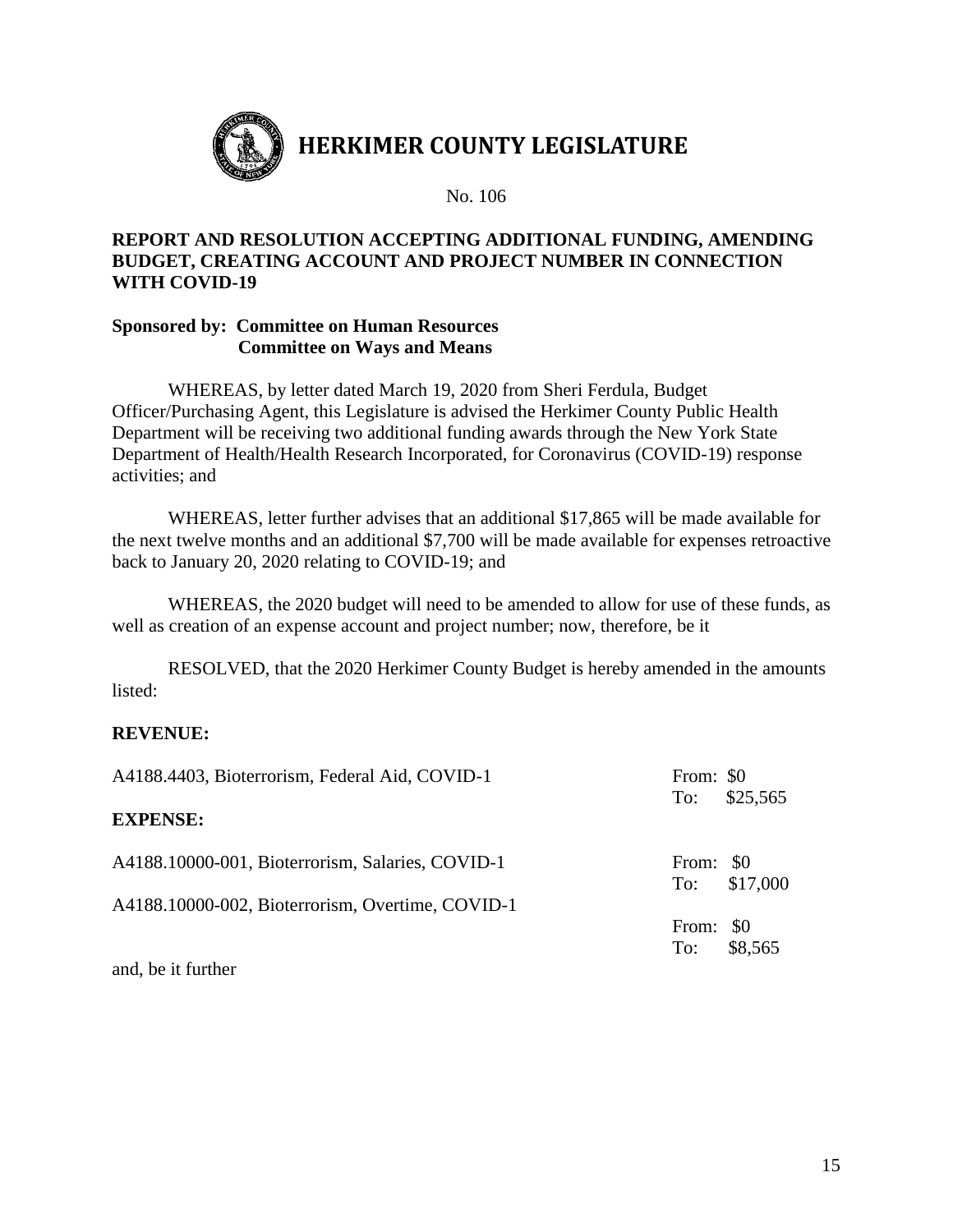# HERKIMER COUNTY LEGISLATURE

No. 106

**REPORT AND RESOLUTION ACCEPTING ADDITIONAL FUNDING, AMENDING BUDGET, CREATING ACCOUNT AND PROJECT NUMBER IN CONNECTION WITH COVID-19**

**Sponsored by: Committee on Human Resources**
**Committee on Ways and Means**

WHEREAS, by letter dated March 19, 2020 from Sheri Ferdula, Budget Officer/Purchasing Agent, this Legislature is advised the Herkimer County Public Health Department will be receiving two additional funding awards through the New York State Department of Health/Health Research Incorporated, for Coronavirus (COVID-19) response activities; and

WHEREAS, letter further advises that an additional $17,865 will be made available for the next twelve months and an additional $7,700 will be made available for expenses retroactive back to January 20, 2020 relating to COVID-19; and

WHEREAS, the 2020 budget will need to be amended to allow for use of these funds, as well as creation of an expense account and project number; now, therefore, be it

RESOLVED, that the 2020 Herkimer County Budget is hereby amended in the amounts listed:

**REVENUE:**

A4188.4403, Bioterrorism, Federal Aid, COVID-1 — From: $0 To: $25,565

**EXPENSE:**

A4188.10000-001, Bioterrorism, Salaries, COVID-1 — From: $0 To: $17,000

A4188.10000-002, Bioterrorism, Overtime, COVID-1 — From: $0 To: $8,565

and, be it further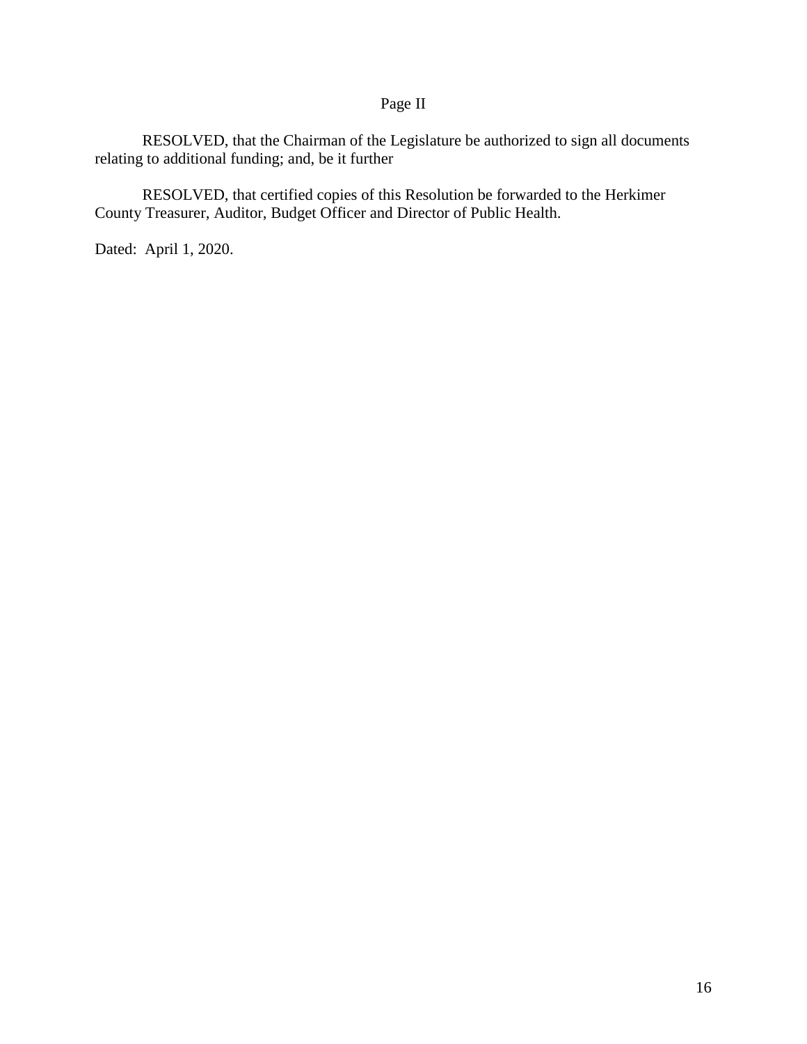Page II

RESOLVED, that the Chairman of the Legislature be authorized to sign all documents relating to additional funding; and, be it further

RESOLVED, that certified copies of this Resolution be forwarded to the Herkimer County Treasurer, Auditor, Budget Officer and Director of Public Health.

Dated: April 1, 2020.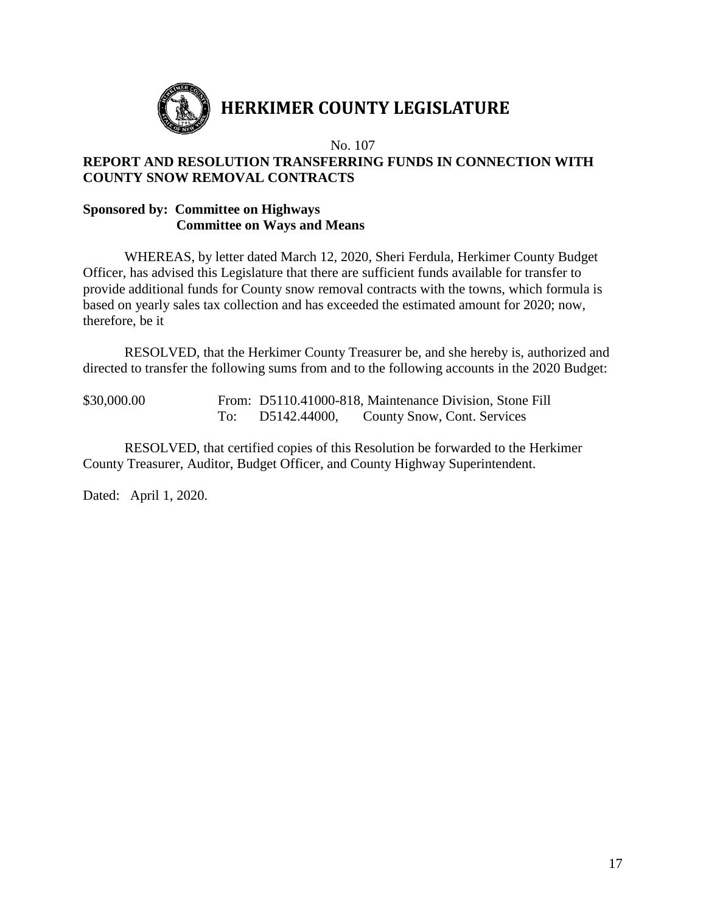# HERKIMER COUNTY LEGISLATURE

No. 107

**REPORT AND RESOLUTION TRANSFERRING FUNDS IN CONNECTION WITH COUNTY SNOW REMOVAL CONTRACTS**

**Sponsored by: Committee on Highways**
**Committee on Ways and Means**

WHEREAS, by letter dated March 12, 2020, Sheri Ferdula, Herkimer County Budget Officer, has advised this Legislature that there are sufficient funds available for transfer to provide additional funds for County snow removal contracts with the towns, which formula is based on yearly sales tax collection and has exceeded the estimated amount for 2020; now, therefore, be it

RESOLVED, that the Herkimer County Treasurer be, and she hereby is, authorized and directed to transfer the following sums from and to the following accounts in the 2020 Budget:

| | | |
|---|---|---|
| $30,000.00 | From: | D5110.41000-818, Maintenance Division, Stone Fill |
| | To: | D5142.44000, County Snow, Cont. Services |

RESOLVED, that certified copies of this Resolution be forwarded to the Herkimer County Treasurer, Auditor, Budget Officer, and County Highway Superintendent.

Dated: April 1, 2020.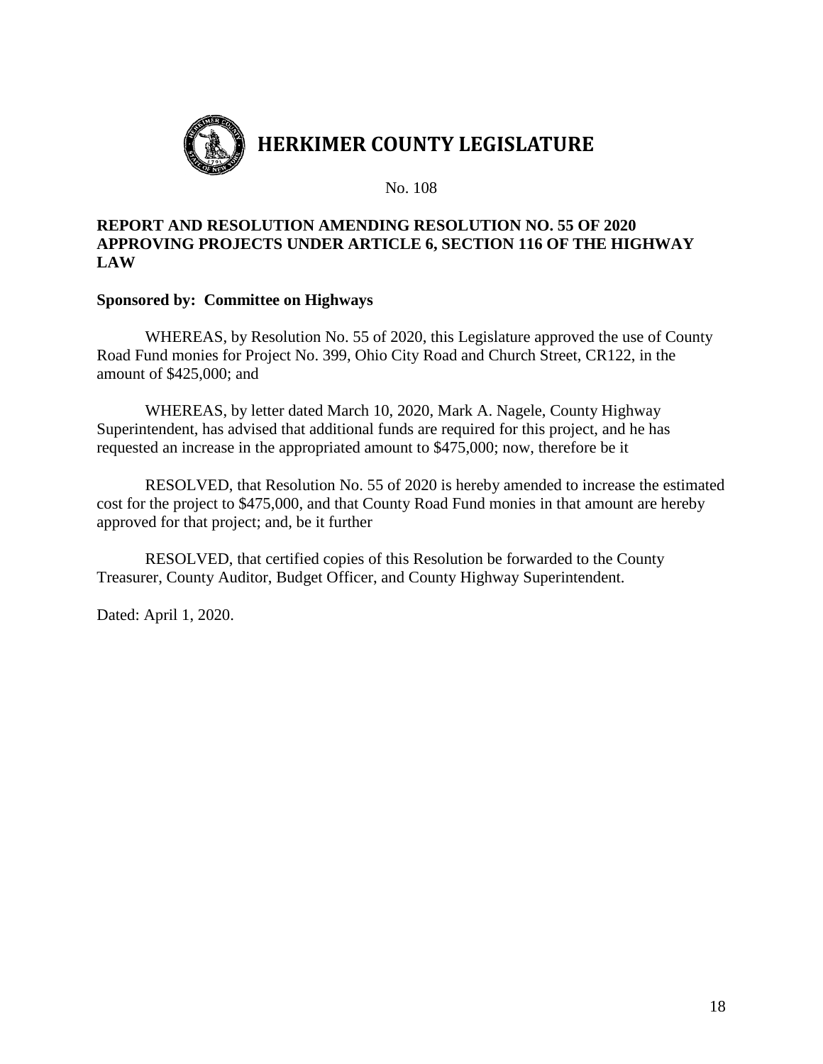# HERKIMER COUNTY LEGISLATURE

No. 108

**REPORT AND RESOLUTION AMENDING RESOLUTION NO. 55 OF 2020 APPROVING PROJECTS UNDER ARTICLE 6, SECTION 116 OF THE HIGHWAY LAW**

**Sponsored by: Committee on Highways**

WHEREAS, by Resolution No. 55 of 2020, this Legislature approved the use of County Road Fund monies for Project No. 399, Ohio City Road and Church Street, CR122, in the amount of $425,000; and

WHEREAS, by letter dated March 10, 2020, Mark A. Nagele, County Highway Superintendent, has advised that additional funds are required for this project, and he has requested an increase in the appropriated amount to $475,000; now, therefore be it

RESOLVED, that Resolution No. 55 of 2020 is hereby amended to increase the estimated cost for the project to $475,000, and that County Road Fund monies in that amount are hereby approved for that project; and, be it further

RESOLVED, that certified copies of this Resolution be forwarded to the County Treasurer, County Auditor, Budget Officer, and County Highway Superintendent.

Dated: April 1, 2020.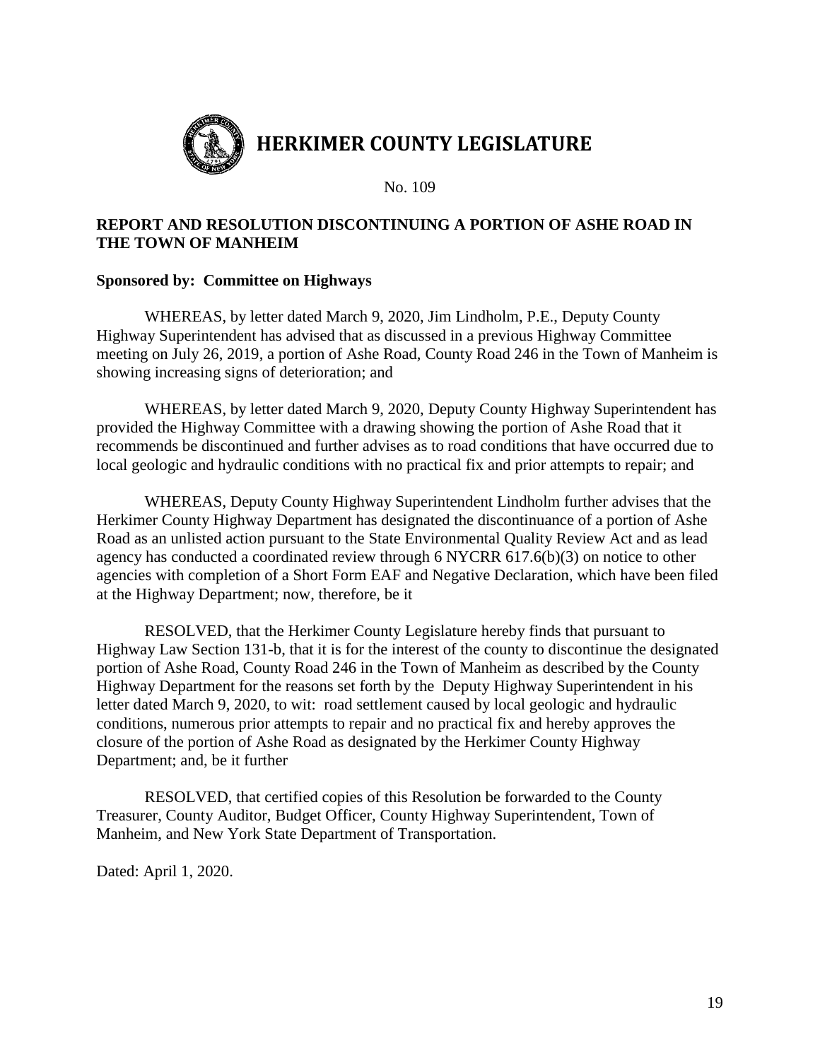# HERKIMER COUNTY LEGISLATURE

No. 109

**REPORT AND RESOLUTION DISCONTINUING A PORTION OF ASHE ROAD IN THE TOWN OF MANHEIM**

**Sponsored by: Committee on Highways**

WHEREAS, by letter dated March 9, 2020, Jim Lindholm, P.E., Deputy County Highway Superintendent has advised that as discussed in a previous Highway Committee meeting on July 26, 2019, a portion of Ashe Road, County Road 246 in the Town of Manheim is showing increasing signs of deterioration; and

WHEREAS, by letter dated March 9, 2020, Deputy County Highway Superintendent has provided the Highway Committee with a drawing showing the portion of Ashe Road that it recommends be discontinued and further advises as to road conditions that have occurred due to local geologic and hydraulic conditions with no practical fix and prior attempts to repair; and

WHEREAS, Deputy County Highway Superintendent Lindholm further advises that the Herkimer County Highway Department has designated the discontinuance of a portion of Ashe Road as an unlisted action pursuant to the State Environmental Quality Review Act and as lead agency has conducted a coordinated review through 6 NYCRR 617.6(b)(3) on notice to other agencies with completion of a Short Form EAF and Negative Declaration, which have been filed at the Highway Department; now, therefore, be it

RESOLVED, that the Herkimer County Legislature hereby finds that pursuant to Highway Law Section 131-b, that it is for the interest of the county to discontinue the designated portion of Ashe Road, County Road 246 in the Town of Manheim as described by the County Highway Department for the reasons set forth by the Deputy Highway Superintendent in his letter dated March 9, 2020, to wit: road settlement caused by local geologic and hydraulic conditions, numerous prior attempts to repair and no practical fix and hereby approves the closure of the portion of Ashe Road as designated by the Herkimer County Highway Department; and, be it further

RESOLVED, that certified copies of this Resolution be forwarded to the County Treasurer, County Auditor, Budget Officer, County Highway Superintendent, Town of Manheim, and New York State Department of Transportation.

Dated: April 1, 2020.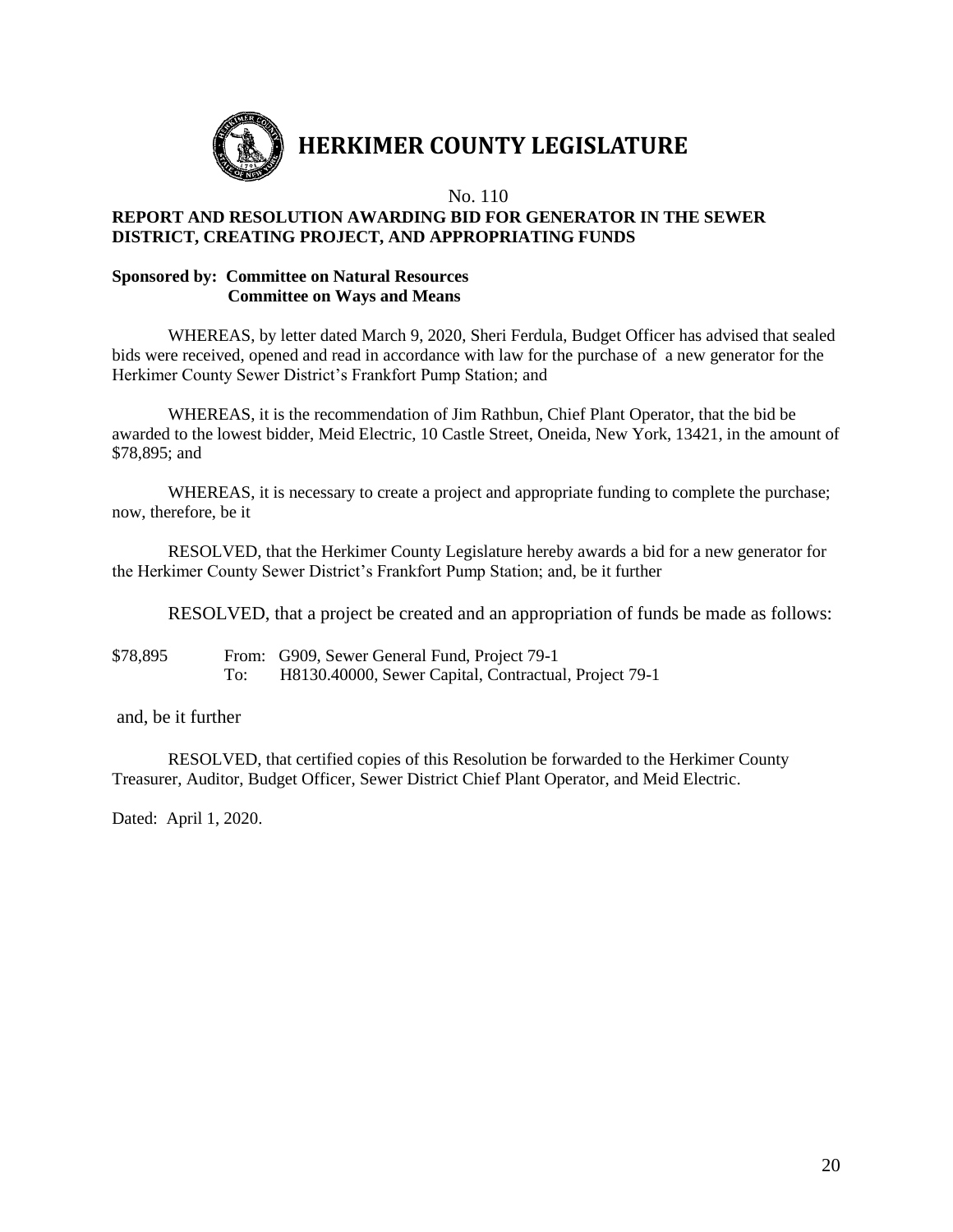# HERKIMER COUNTY LEGISLATURE

No. 110

**REPORT AND RESOLUTION AWARDING BID FOR GENERATOR IN THE SEWER DISTRICT, CREATING PROJECT, AND APPROPRIATING FUNDS**

**Sponsored by: Committee on Natural Resources**
**Committee on Ways and Means**

WHEREAS, by letter dated March 9, 2020, Sheri Ferdula, Budget Officer has advised that sealed bids were received, opened and read in accordance with law for the purchase of a new generator for the Herkimer County Sewer District's Frankfort Pump Station; and

WHEREAS, it is the recommendation of Jim Rathbun, Chief Plant Operator, that the bid be awarded to the lowest bidder, Meid Electric, 10 Castle Street, Oneida, New York, 13421, in the amount of $78,895; and

WHEREAS, it is necessary to create a project and appropriate funding to complete the purchase; now, therefore, be it

RESOLVED, that the Herkimer County Legislature hereby awards a bid for a new generator for the Herkimer County Sewer District's Frankfort Pump Station; and, be it further

RESOLVED, that a project be created and an appropriation of funds be made as follows:

$78,895 From: G909, Sewer General Fund, Project 79-1
To: H8130.40000, Sewer Capital, Contractual, Project 79-1

and, be it further

RESOLVED, that certified copies of this Resolution be forwarded to the Herkimer County Treasurer, Auditor, Budget Officer, Sewer District Chief Plant Operator, and Meid Electric.

Dated: April 1, 2020.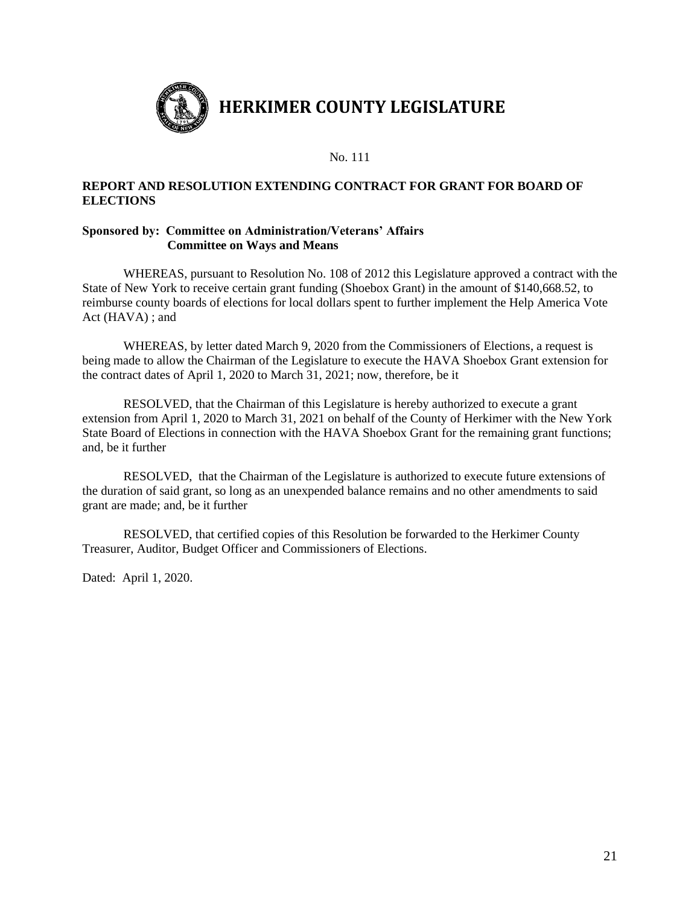# HERKIMER COUNTY LEGISLATURE

No. 111

**REPORT AND RESOLUTION EXTENDING CONTRACT FOR GRANT FOR BOARD OF ELECTIONS**

**Sponsored by: Committee on Administration/Veterans' Affairs**
**Committee on Ways and Means**

WHEREAS, pursuant to Resolution No. 108 of 2012 this Legislature approved a contract with the State of New York to receive certain grant funding (Shoebox Grant) in the amount of $140,668.52, to reimburse county boards of elections for local dollars spent to further implement the Help America Vote Act (HAVA) ; and

WHEREAS, by letter dated March 9, 2020 from the Commissioners of Elections, a request is being made to allow the Chairman of the Legislature to execute the HAVA Shoebox Grant extension for the contract dates of April 1, 2020 to March 31, 2021; now, therefore, be it

RESOLVED, that the Chairman of this Legislature is hereby authorized to execute a grant extension from April 1, 2020 to March 31, 2021 on behalf of the County of Herkimer with the New York State Board of Elections in connection with the HAVA Shoebox Grant for the remaining grant functions; and, be it further

RESOLVED, that the Chairman of the Legislature is authorized to execute future extensions of the duration of said grant, so long as an unexpended balance remains and no other amendments to said grant are made; and, be it further

RESOLVED, that certified copies of this Resolution be forwarded to the Herkimer County Treasurer, Auditor, Budget Officer and Commissioners of Elections.

Dated: April 1, 2020.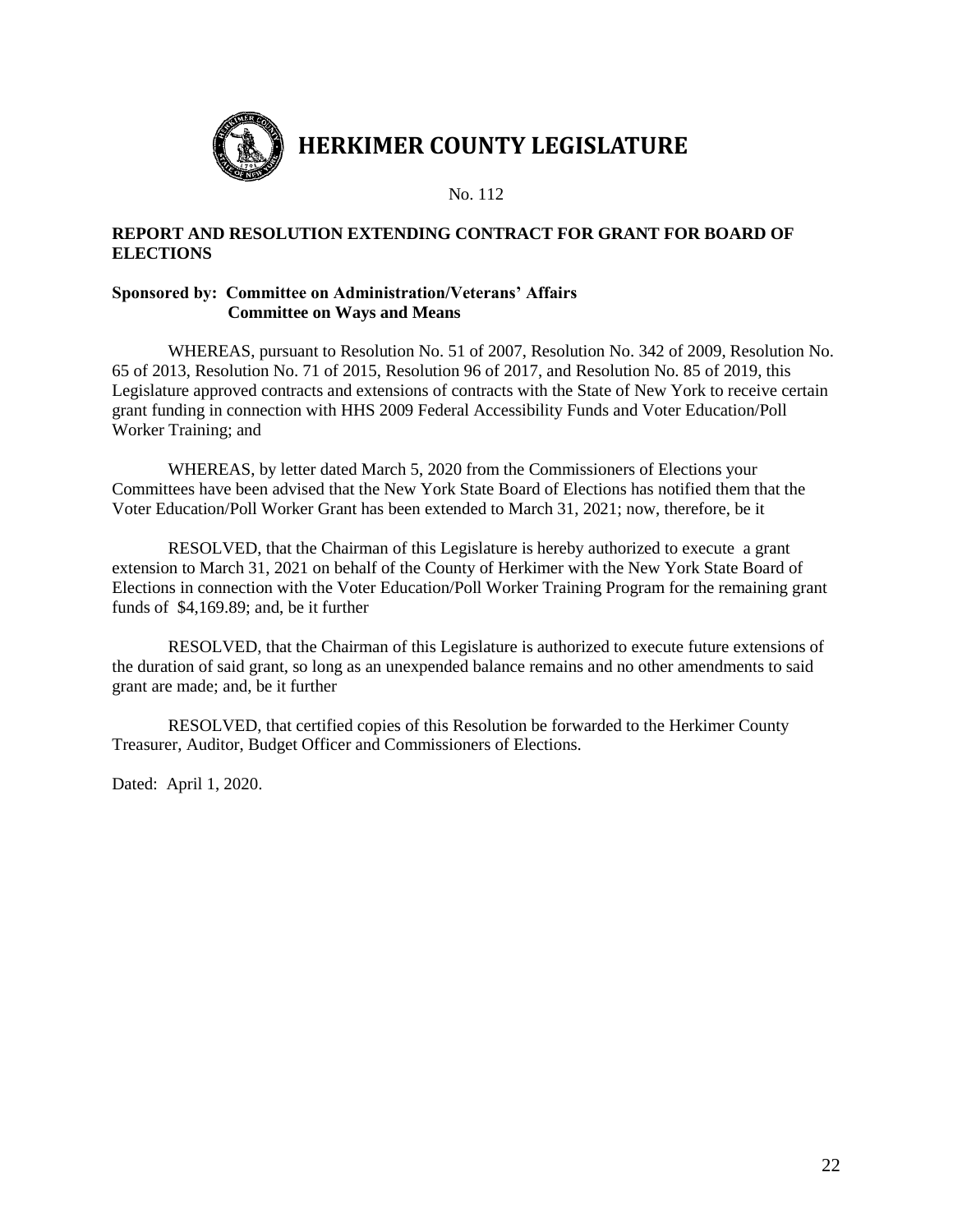# HERKIMER COUNTY LEGISLATURE

No. 112

**REPORT AND RESOLUTION EXTENDING CONTRACT FOR GRANT FOR BOARD OF ELECTIONS**

**Sponsored by: Committee on Administration/Veterans' Affairs**
**Committee on Ways and Means**

WHEREAS, pursuant to Resolution No. 51 of 2007, Resolution No. 342 of 2009, Resolution No. 65 of 2013, Resolution No. 71 of 2015, Resolution 96 of 2017, and Resolution No. 85 of 2019, this Legislature approved contracts and extensions of contracts with the State of New York to receive certain grant funding in connection with HHS 2009 Federal Accessibility Funds and Voter Education/Poll Worker Training; and

WHEREAS, by letter dated March 5, 2020 from the Commissioners of Elections your Committees have been advised that the New York State Board of Elections has notified them that the Voter Education/Poll Worker Grant has been extended to March 31, 2021; now, therefore, be it

RESOLVED, that the Chairman of this Legislature is hereby authorized to execute a grant extension to March 31, 2021 on behalf of the County of Herkimer with the New York State Board of Elections in connection with the Voter Education/Poll Worker Training Program for the remaining grant funds of $4,169.89; and, be it further

RESOLVED, that the Chairman of this Legislature is authorized to execute future extensions of the duration of said grant, so long as an unexpended balance remains and no other amendments to said grant are made; and, be it further

RESOLVED, that certified copies of this Resolution be forwarded to the Herkimer County Treasurer, Auditor, Budget Officer and Commissioners of Elections.

Dated: April 1, 2020.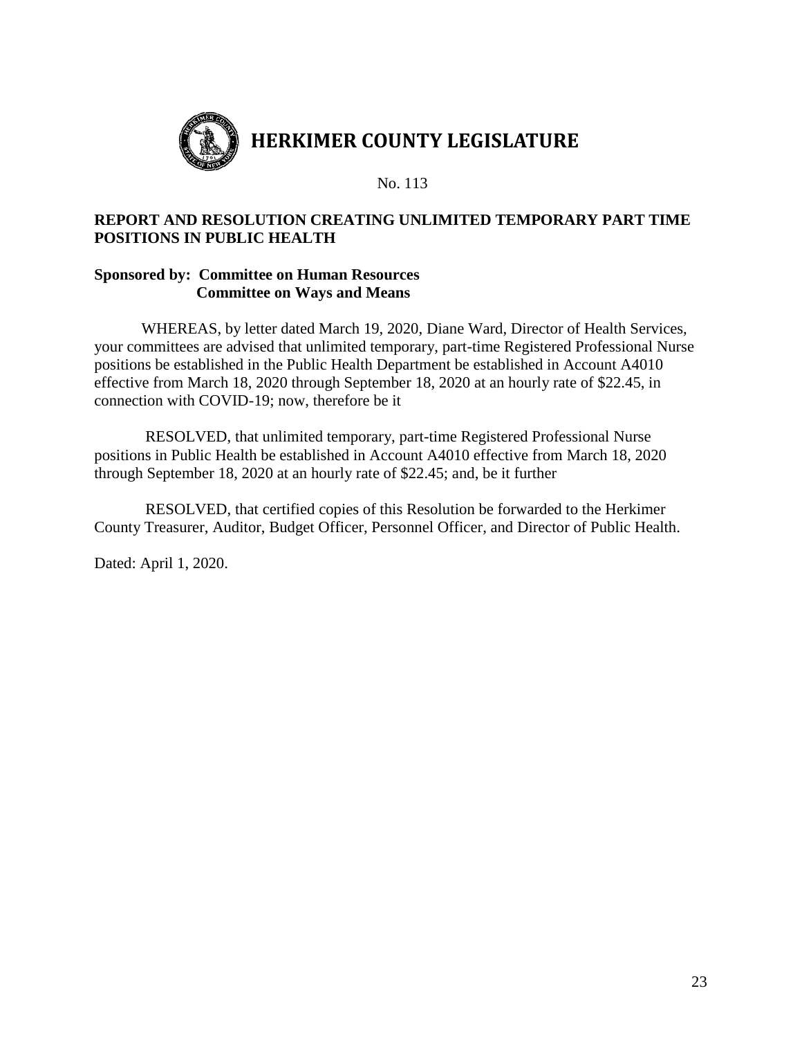# HERKIMER COUNTY LEGISLATURE

No. 113

**REPORT AND RESOLUTION CREATING UNLIMITED TEMPORARY PART TIME POSITIONS IN PUBLIC HEALTH**

**Sponsored by: Committee on Human Resources**
**Committee on Ways and Means**

WHEREAS, by letter dated March 19, 2020, Diane Ward, Director of Health Services, your committees are advised that unlimited temporary, part-time Registered Professional Nurse positions be established in the Public Health Department be established in Account A4010 effective from March 18, 2020 through September 18, 2020 at an hourly rate of $22.45, in connection with COVID-19; now, therefore be it

RESOLVED, that unlimited temporary, part-time Registered Professional Nurse positions in Public Health be established in Account A4010 effective from March 18, 2020 through September 18, 2020 at an hourly rate of $22.45; and, be it further

RESOLVED, that certified copies of this Resolution be forwarded to the Herkimer County Treasurer, Auditor, Budget Officer, Personnel Officer, and Director of Public Health.

Dated: April 1, 2020.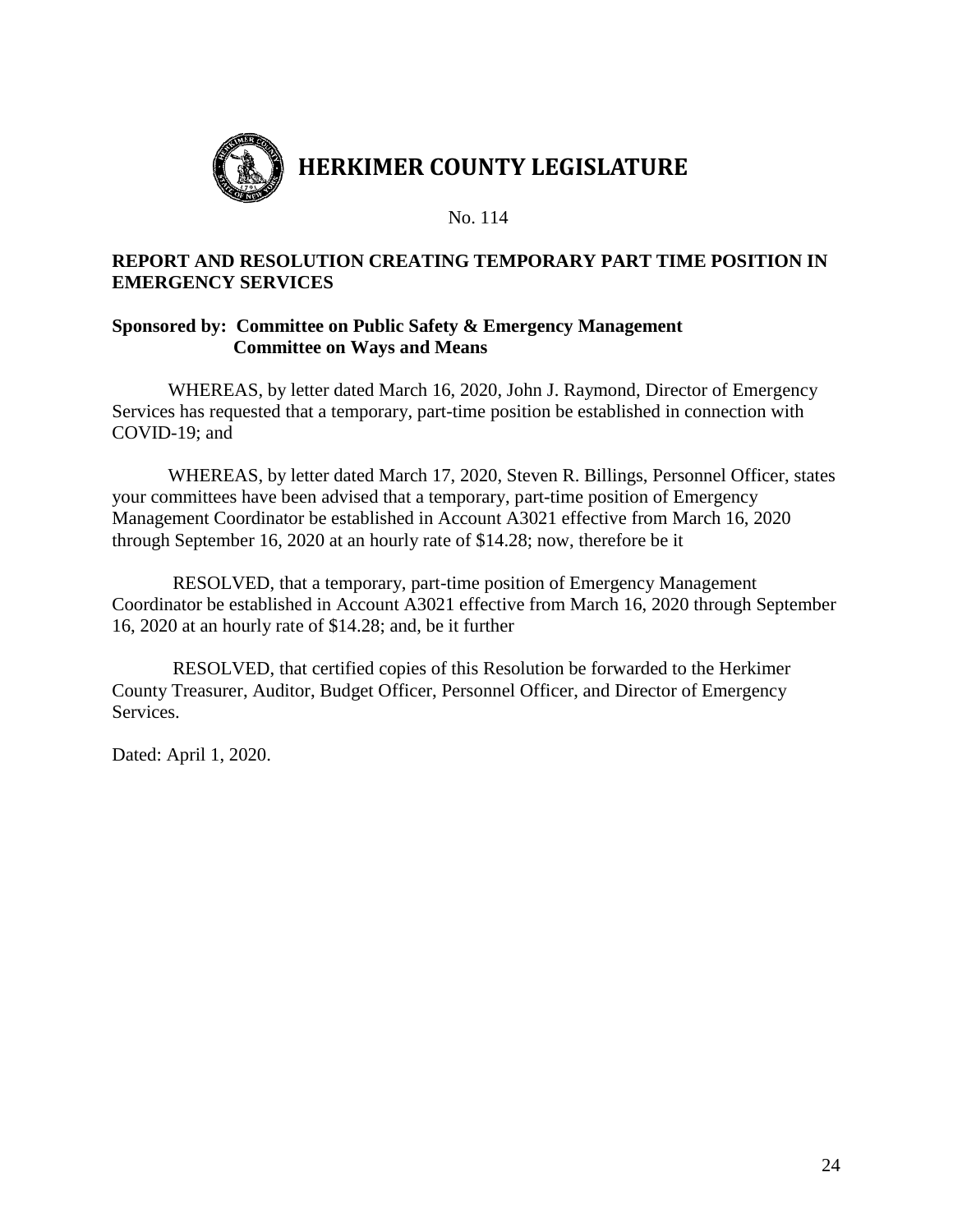# HERKIMER COUNTY LEGISLATURE

No. 114

**REPORT AND RESOLUTION CREATING TEMPORARY PART TIME POSITION IN EMERGENCY SERVICES**

**Sponsored by: Committee on Public Safety & Emergency Management**
**Committee on Ways and Means**

WHEREAS, by letter dated March 16, 2020, John J. Raymond, Director of Emergency Services has requested that a temporary, part-time position be established in connection with COVID-19; and

WHEREAS, by letter dated March 17, 2020, Steven R. Billings, Personnel Officer, states your committees have been advised that a temporary, part-time position of Emergency Management Coordinator be established in Account A3021 effective from March 16, 2020 through September 16, 2020 at an hourly rate of $14.28; now, therefore be it

RESOLVED, that a temporary, part-time position of Emergency Management Coordinator be established in Account A3021 effective from March 16, 2020 through September 16, 2020 at an hourly rate of $14.28; and, be it further

RESOLVED, that certified copies of this Resolution be forwarded to the Herkimer County Treasurer, Auditor, Budget Officer, Personnel Officer, and Director of Emergency Services.

Dated: April 1, 2020.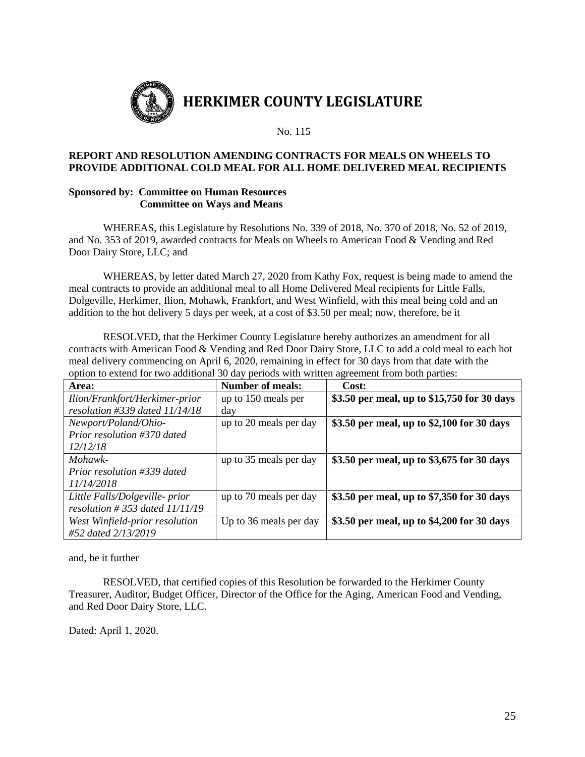# HERKIMER COUNTY LEGISLATURE

No. 115

**REPORT AND RESOLUTION AMENDING CONTRACTS FOR MEALS ON WHEELS TO PROVIDE ADDITIONAL COLD MEAL FOR ALL HOME DELIVERED MEAL RECIPIENTS**

**Sponsored by: Committee on Human Resources**
**Committee on Ways and Means**

WHEREAS, this Legislature by Resolutions No. 339 of 2018, No. 370 of 2018, No. 52 of 2019, and No. 353 of 2019, awarded contracts for Meals on Wheels to American Food & Vending and Red Door Dairy Store, LLC; and

WHEREAS, by letter dated March 27, 2020 from Kathy Fox, request is being made to amend the meal contracts to provide an additional meal to all Home Delivered Meal recipients for Little Falls, Dolgeville, Herkimer, Ilion, Mohawk, Frankfort, and West Winfield, with this meal being cold and an addition to the hot delivery 5 days per week, at a cost of $3.50 per meal; now, therefore, be it

RESOLVED, that the Herkimer County Legislature hereby authorizes an amendment for all contracts with American Food & Vending and Red Door Dairy Store, LLC to add a cold meal to each hot meal delivery commencing on April 6, 2020, remaining in effect for 30 days from that date with the option to extend for two additional 30 day periods with written agreement from both parties:

| **Area:** | **Number of meals:** | **Cost:** |
|---|---|---|
| *Ilion/Frankfort/Herkimer-prior resolution #339 dated 11/14/18* | up to 150 meals per day | **$3.50 per meal, up to $15,750 for 30 days** |
| *Newport/Poland/Ohio-Prior resolution #370 dated 12/12/18* | up to 20 meals per day | **$3.50 per meal, up to $2,100 for 30 days** |
| *Mohawk-Prior resolution #339 dated 11/14/2018* | up to 35 meals per day | **$3.50 per meal, up to $3,675 for 30 days** |
| *Little Falls/Dolgeville- prior resolution # 353 dated 11/11/19* | up to 70 meals per day | **$3.50 per meal, up to $7,350 for 30 days** |
| *West Winfield-prior resolution #52 dated 2/13/2019* | Up to 36 meals per day | **$3.50 per meal, up to $4,200 for 30 days** |

and, be it further

RESOLVED, that certified copies of this Resolution be forwarded to the Herkimer County Treasurer, Auditor, Budget Officer, Director of the Office for the Aging, American Food and Vending, and Red Door Dairy Store, LLC.

Dated: April 1, 2020.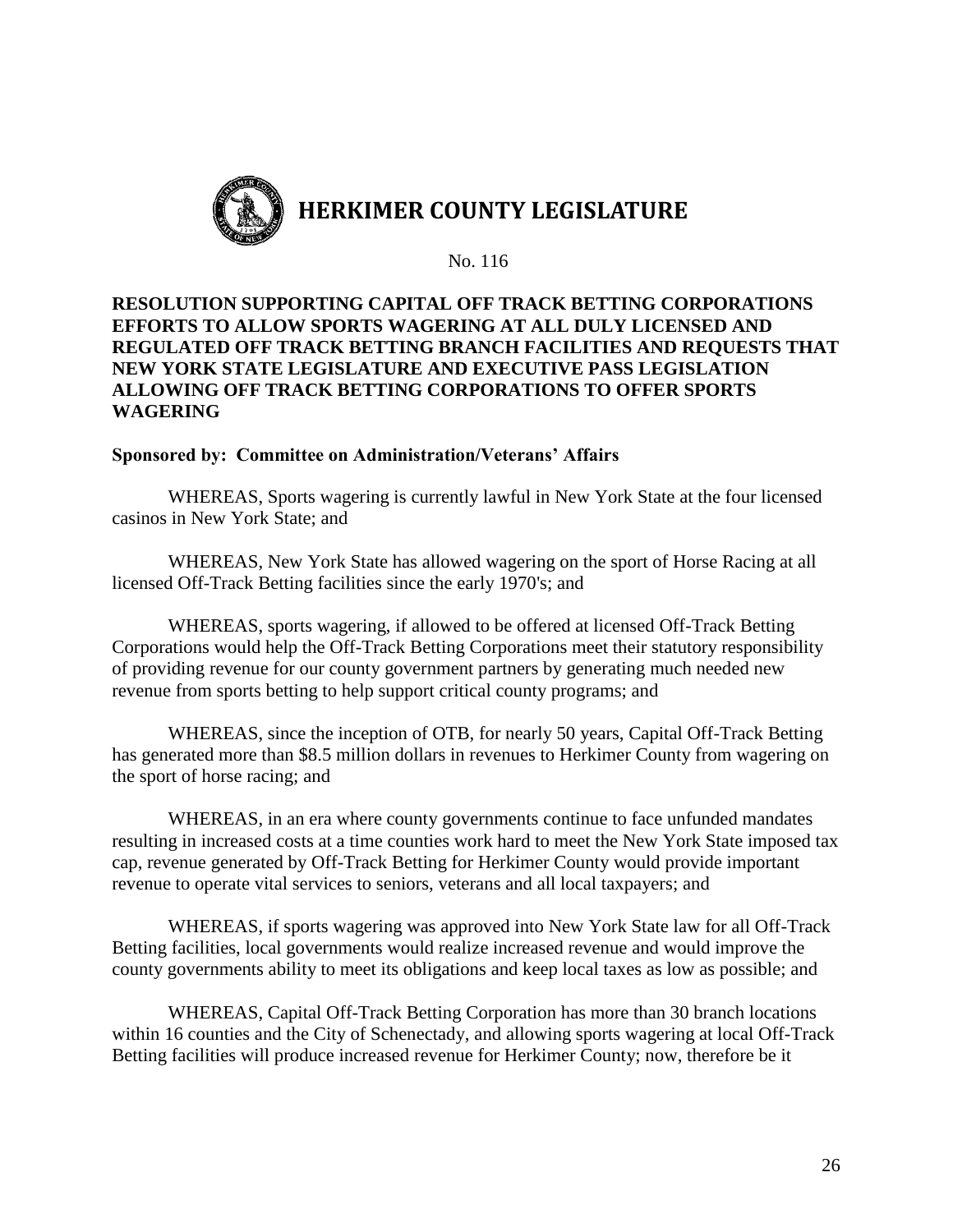# HERKIMER COUNTY LEGISLATURE

No. 116

**RESOLUTION SUPPORTING CAPITAL OFF TRACK BETTING CORPORATIONS EFFORTS TO ALLOW SPORTS WAGERING AT ALL DULY LICENSED AND REGULATED OFF TRACK BETTING BRANCH FACILITIES AND REQUESTS THAT NEW YORK STATE LEGISLATURE AND EXECUTIVE PASS LEGISLATION ALLOWING OFF TRACK BETTING CORPORATIONS TO OFFER SPORTS WAGERING**

**Sponsored by: Committee on Administration/Veterans' Affairs**

WHEREAS, Sports wagering is currently lawful in New York State at the four licensed casinos in New York State; and

WHEREAS, New York State has allowed wagering on the sport of Horse Racing at all licensed Off-Track Betting facilities since the early 1970's; and

WHEREAS, sports wagering, if allowed to be offered at licensed Off-Track Betting Corporations would help the Off-Track Betting Corporations meet their statutory responsibility of providing revenue for our county government partners by generating much needed new revenue from sports betting to help support critical county programs; and

WHEREAS, since the inception of OTB, for nearly 50 years, Capital Off-Track Betting has generated more than $8.5 million dollars in revenues to Herkimer County from wagering on the sport of horse racing; and

WHEREAS, in an era where county governments continue to face unfunded mandates resulting in increased costs at a time counties work hard to meet the New York State imposed tax cap, revenue generated by Off-Track Betting for Herkimer County would provide important revenue to operate vital services to seniors, veterans and all local taxpayers; and

WHEREAS, if sports wagering was approved into New York State law for all Off-Track Betting facilities, local governments would realize increased revenue and would improve the county governments ability to meet its obligations and keep local taxes as low as possible; and

WHEREAS, Capital Off-Track Betting Corporation has more than 30 branch locations within 16 counties and the City of Schenectady, and allowing sports wagering at local Off-Track Betting facilities will produce increased revenue for Herkimer County; now, therefore be it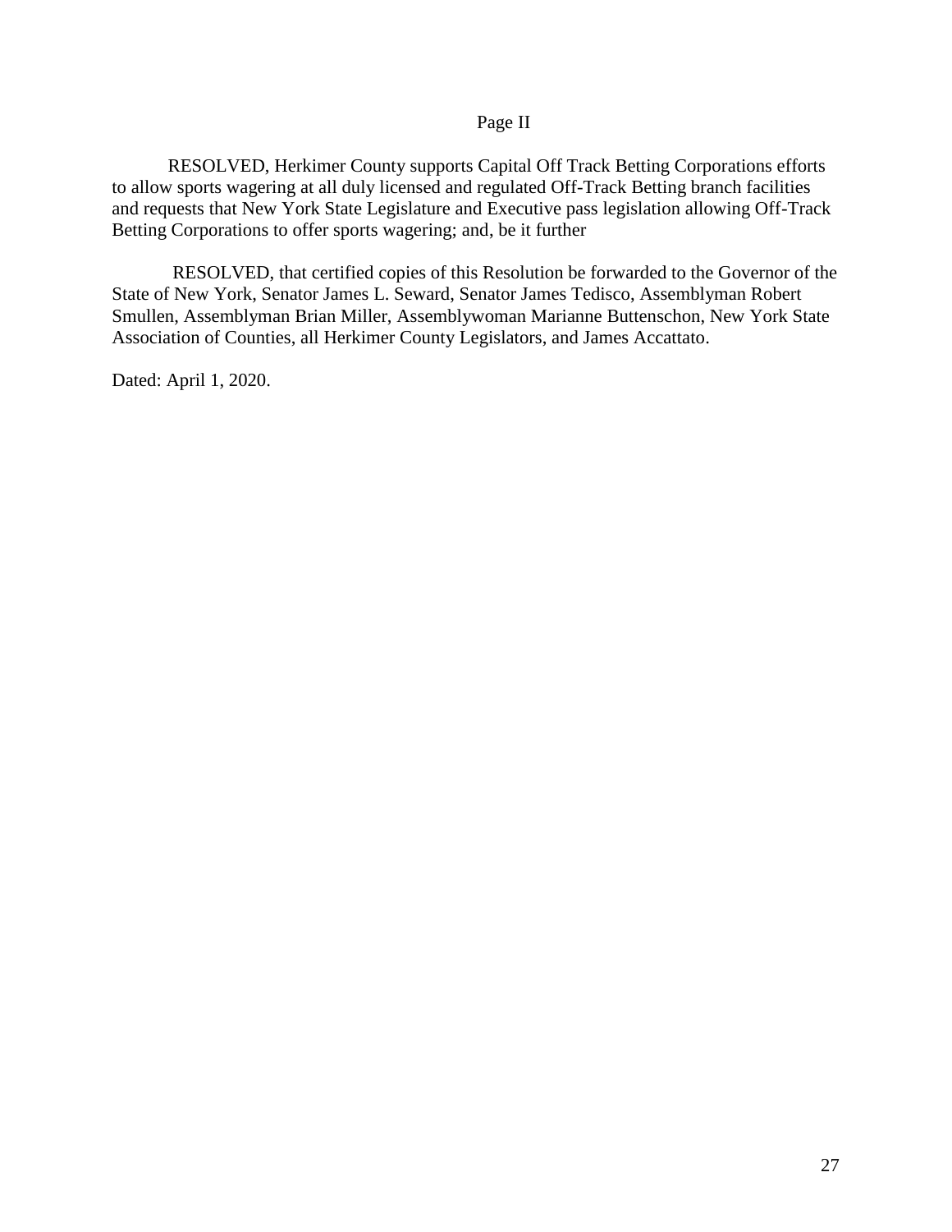Page II

RESOLVED, Herkimer County supports Capital Off Track Betting Corporations efforts to allow sports wagering at all duly licensed and regulated Off-Track Betting branch facilities and requests that New York State Legislature and Executive pass legislation allowing Off-Track Betting Corporations to offer sports wagering; and, be it further

RESOLVED, that certified copies of this Resolution be forwarded to the Governor of the State of New York, Senator James L. Seward, Senator James Tedisco, Assemblyman Robert Smullen, Assemblyman Brian Miller, Assemblywoman Marianne Buttenschon, New York State Association of Counties, all Herkimer County Legislators, and James Accattato.

Dated: April 1, 2020.